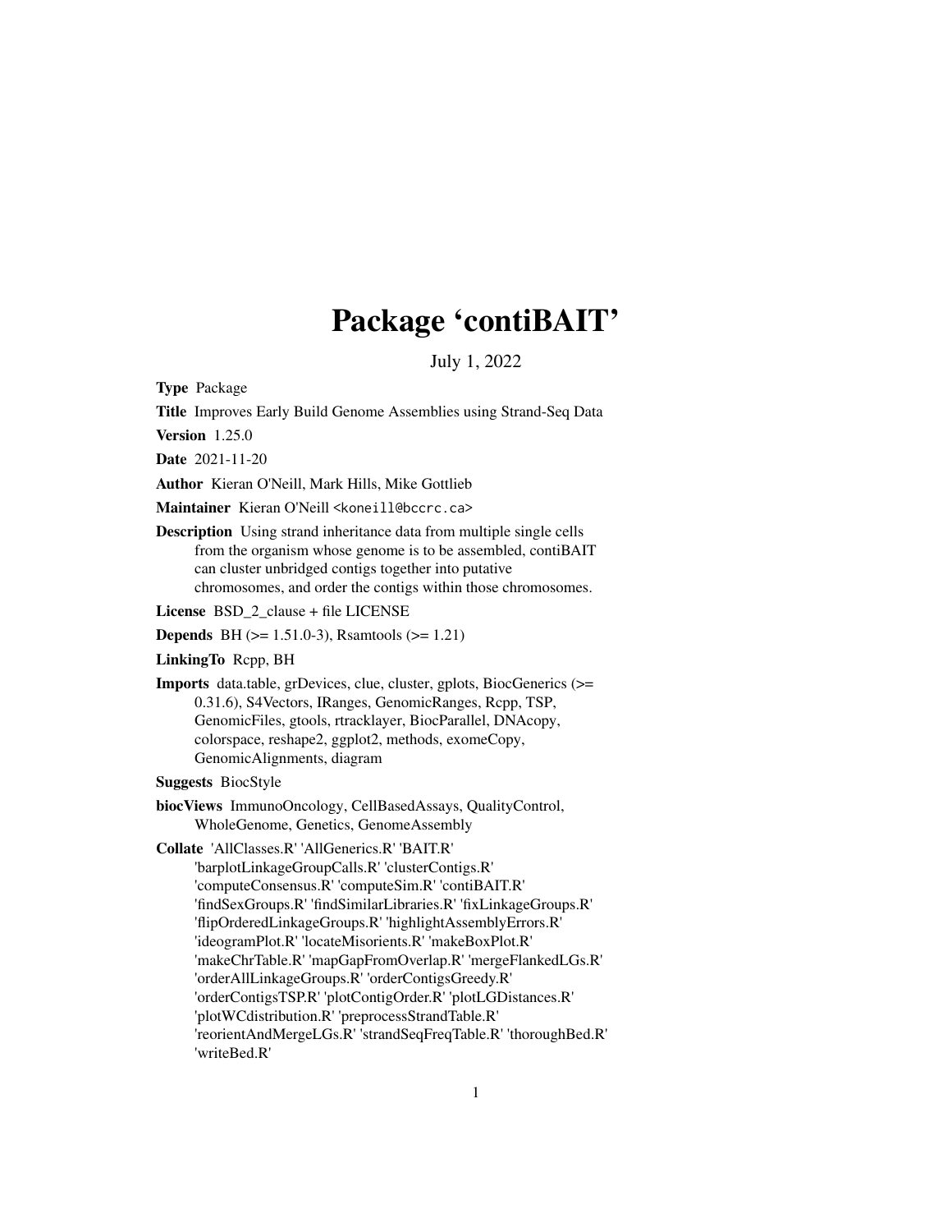# Package 'contiBAIT'

July 1, 2022

**Type** Package

**Title** Improves Early Build Genome Assemblies using Strand-Seq Data

**Version** 1.25.0

**Date** 2021-11-20

**Author** Kieran O'Neill, Mark Hills, Mike Gottlieb

**Maintainer** Kieran O'Neill <koneill@bccrc.ca>

**Description** Using strand inheritance data from multiple single cells from the organism whose genome is to be assembled, contiBAIT can cluster unbridged contigs together into putative chromosomes, and order the contigs within those chromosomes.

**License** BSD_2_clause + file LICENSE

**Depends** BH (>= 1.51.0-3), Rsamtools (>= 1.21)

**LinkingTo** Rcpp, BH

**Imports** data.table, grDevices, clue, cluster, gplots, BiocGenerics (>= 0.31.6), S4Vectors, IRanges, GenomicRanges, Rcpp, TSP, GenomicFiles, gtools, rtracklayer, BiocParallel, DNAcopy, colorspace, reshape2, ggplot2, methods, exomeCopy, GenomicAlignments, diagram

**Suggests** BiocStyle

**biocViews** ImmunoOncology, CellBasedAssays, QualityControl, WholeGenome, Genetics, GenomeAssembly

**Collate** 'AllClasses.R' 'AllGenerics.R' 'BAIT.R' 'barplotLinkageGroupCalls.R' 'clusterContigs.R' 'computeConsensus.R' 'computeSim.R' 'contiBAIT.R' 'findSexGroups.R' 'findSimilarLibraries.R' 'fixLinkageGroups.R' 'flipOrderedLinkageGroups.R' 'highlightAssemblyErrors.R' 'ideogramPlot.R' 'locateMisorients.R' 'makeBoxPlot.R' 'makeChrTable.R' 'mapGapFromOverlap.R' 'mergeFlankedLGs.R' 'orderAllLinkageGroups.R' 'orderContigsGreedy.R' 'orderContigsTSP.R' 'plotContigOrder.R' 'plotLGDistances.R' 'plotWCdistribution.R' 'preprocessStrandTable.R' 'reorientAndMergeLGs.R' 'strandSeqFreqTable.R' 'thoroughBed.R' 'writeBed.R'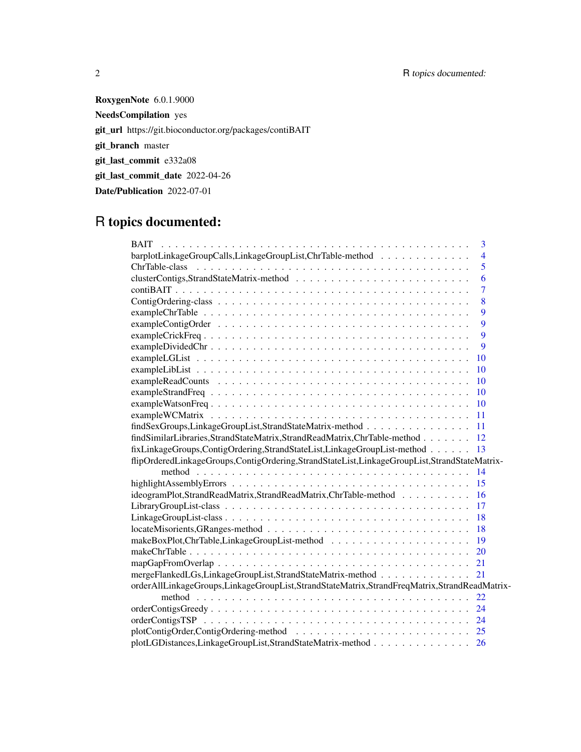**RoxygenNote** 6.0.1.9000

**NeedsCompilation** yes

**git_url** https://git.bioconductor.org/packages/contiBAIT

**git_branch** master

**git_last_commit** e332a08

**git_last_commit_date** 2022-04-26

**Date/Publication** 2022-07-01

# R topics documented:

BAIT . . . . . . . . . . . . . . . . . . . . . . . . . . . . . . . . . . . . . . . . 3
barplotLinkageGroupCalls,LinkageGroupList,ChrTable-method . . . . . . . . . . . . 4
ChrTable-class . . . . . . . . . . . . . . . . . . . . . . . . . . . . . . . . . . . 5
clusterContigs,StrandStateMatrix-method . . . . . . . . . . . . . . . . . . . . . . 6
contiBAIT . . . . . . . . . . . . . . . . . . . . . . . . . . . . . . . . . . . . . 7
ContigOrdering-class . . . . . . . . . . . . . . . . . . . . . . . . . . . . . . . . 8
exampleChrTable . . . . . . . . . . . . . . . . . . . . . . . . . . . . . . . . . . 9
exampleContigOrder . . . . . . . . . . . . . . . . . . . . . . . . . . . . . . . . 9
exampleCrickFreq . . . . . . . . . . . . . . . . . . . . . . . . . . . . . . . . . 9
exampleDividedChr . . . . . . . . . . . . . . . . . . . . . . . . . . . . . . . . . 9
exampleLGList . . . . . . . . . . . . . . . . . . . . . . . . . . . . . . . . . . . 10
exampleLibList . . . . . . . . . . . . . . . . . . . . . . . . . . . . . . . . . . . 10
exampleReadCounts . . . . . . . . . . . . . . . . . . . . . . . . . . . . . . . . . 10
exampleStrandFreq . . . . . . . . . . . . . . . . . . . . . . . . . . . . . . . . . 10
exampleWatsonFreq . . . . . . . . . . . . . . . . . . . . . . . . . . . . . . . . . 10
exampleWCMatrix . . . . . . . . . . . . . . . . . . . . . . . . . . . . . . . . . . 11
findSexGroups,LinkageGroupList,StrandStateMatrix-method . . . . . . . . . . . . . . 11
findSimilarLibraries,StrandStateMatrix,StrandReadMatrix,ChrTable-method . . . . . . . 12
fixLinkageGroups,ContigOrdering,StrandStateList,LinkageGroupList-method . . . . . . 13
flipOrderedLinkageGroups,ContigOrdering,StrandStateList,LinkageGroupList,StrandStateMatrix-method . . . . . . . . . . . . . . . . . . . . . . . . . . . . . . . . . . . . . . 14
highlightAssemblyErrors . . . . . . . . . . . . . . . . . . . . . . . . . . . . . . . 15
ideogramPlot,StrandReadMatrix,StrandReadMatrix,ChrTable-method . . . . . . . . . . 16
LibraryGroupList-class . . . . . . . . . . . . . . . . . . . . . . . . . . . . . . . . 17
LinkageGroupList-class . . . . . . . . . . . . . . . . . . . . . . . . . . . . . . . . 18
locateMisorients,GRanges-method . . . . . . . . . . . . . . . . . . . . . . . . . . 18
makeBoxPlot,ChrTable,LinkageGroupList-method . . . . . . . . . . . . . . . . . . . 19
makeChrTable . . . . . . . . . . . . . . . . . . . . . . . . . . . . . . . . . . . . 20
mapGapFromOverlap . . . . . . . . . . . . . . . . . . . . . . . . . . . . . . . . . 21
mergeFlankedLGs,LinkageGroupList,StrandStateMatrix-method . . . . . . . . . . . . 21
orderAllLinkageGroups,LinkageGroupList,StrandStateMatrix,StrandFreqMatrix,StrandReadMatrix-method . . . . . . . . . . . . . . . . . . . . . . . . . . . . . . . . . . . . . . 22
orderContigsGreedy . . . . . . . . . . . . . . . . . . . . . . . . . . . . . . . . . 24
orderContigsTSP . . . . . . . . . . . . . . . . . . . . . . . . . . . . . . . . . . 24
plotContigOrder,ContigOrdering-method . . . . . . . . . . . . . . . . . . . . . . . 25
plotLGDistances,LinkageGroupList,StrandStateMatrix-method . . . . . . . . . . . . . 26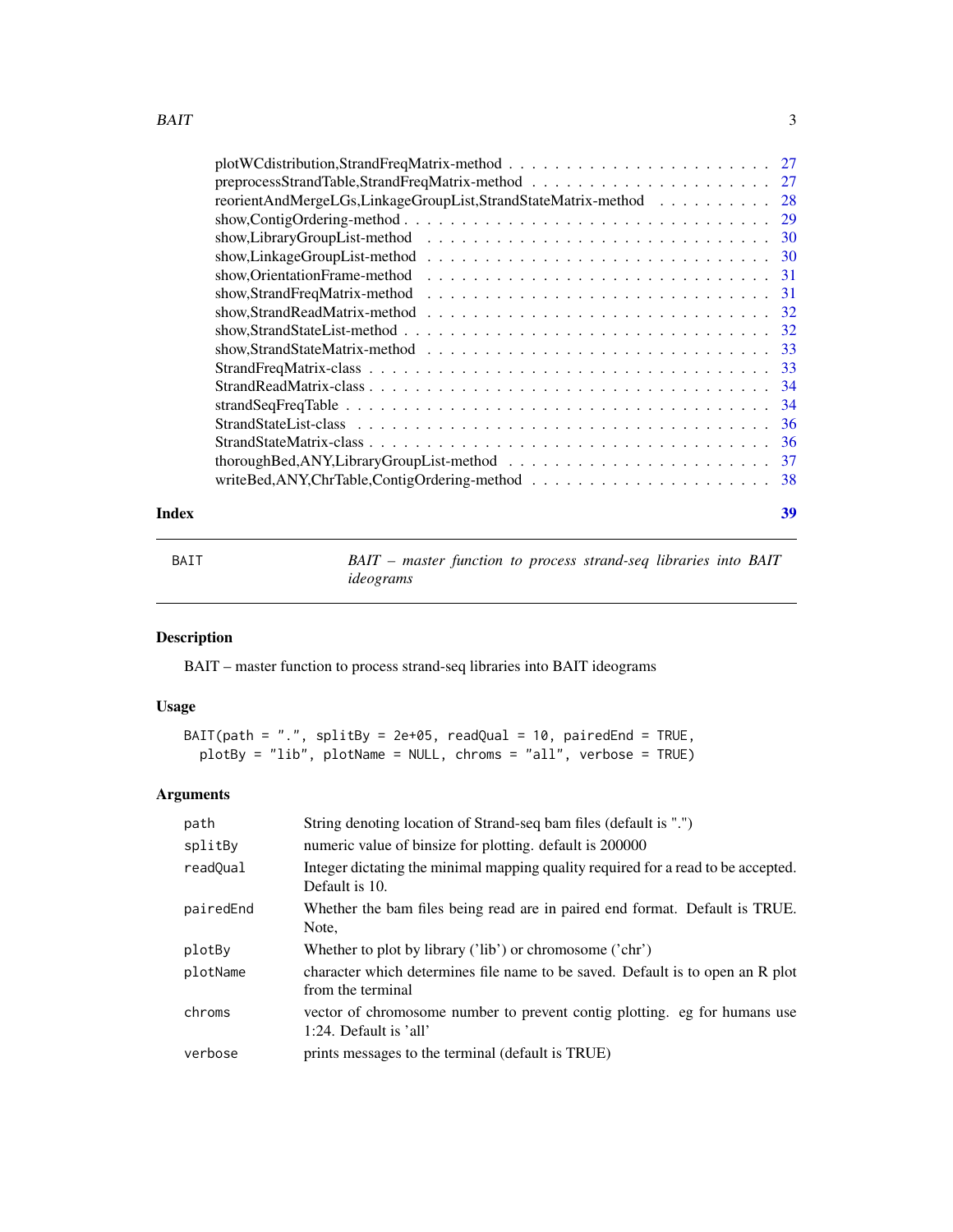plotWCdistribution,StrandFreqMatrix-method . . . . . . . . . . . . . . . . . . . . . . 27
preprocessStrandTable,StrandFreqMatrix-method . . . . . . . . . . . . . . . . . . . . 27
reorientAndMergeLGs,LinkageGroupList,StrandStateMatrix-method . . . . . . . . . . 28
show,ContigOrdering-method . . . . . . . . . . . . . . . . . . . . . . . . . . . . . 29
show,LibraryGroupList-method . . . . . . . . . . . . . . . . . . . . . . . . . . . . 30
show,LinkageGroupList-method . . . . . . . . . . . . . . . . . . . . . . . . . . . . 30
show,OrientationFrame-method . . . . . . . . . . . . . . . . . . . . . . . . . . . . 31
show,StrandFreqMatrix-method . . . . . . . . . . . . . . . . . . . . . . . . . . . . 31
show,StrandReadMatrix-method . . . . . . . . . . . . . . . . . . . . . . . . . . . . 32
show,StrandStateList-method . . . . . . . . . . . . . . . . . . . . . . . . . . . . . 32
show,StrandStateMatrix-method . . . . . . . . . . . . . . . . . . . . . . . . . . . . 33
StrandFreqMatrix-class . . . . . . . . . . . . . . . . . . . . . . . . . . . . . . . . 33
StrandReadMatrix-class . . . . . . . . . . . . . . . . . . . . . . . . . . . . . . . . 34
strandSeqFreqTable . . . . . . . . . . . . . . . . . . . . . . . . . . . . . . . . . . 34
StrandStateList-class . . . . . . . . . . . . . . . . . . . . . . . . . . . . . . . . . 36
StrandStateMatrix-class . . . . . . . . . . . . . . . . . . . . . . . . . . . . . . . . 36
thoroughBed,ANY,LibraryGroupList-method . . . . . . . . . . . . . . . . . . . . . . 37
writeBed,ANY,ChrTable,ContigOrdering-method . . . . . . . . . . . . . . . . . . . . 38

**Index** 39

---

`BAIT` *BAIT – master function to process strand-seq libraries into BAIT ideograms*

---

## Description

BAIT – master function to process strand-seq libraries into BAIT ideograms

## Usage

```
BAIT(path = ".", splitBy = 2e+05, readQual = 10, pairedEnd = TRUE,
  plotBy = "lib", plotName = NULL, chroms = "all", verbose = TRUE)
```

## Arguments

| | |
|---|---|
| `path` | String denoting location of Strand-seq bam files (default is ".") |
| `splitBy` | numeric value of binsize for plotting. default is 200000 |
| `readQual` | Integer dictating the minimal mapping quality required for a read to be accepted. Default is 10. |
| `pairedEnd` | Whether the bam files being read are in paired end format. Default is TRUE. Note, |
| `plotBy` | Whether to plot by library ('lib') or chromosome ('chr') |
| `plotName` | character which determines file name to be saved. Default is to open an R plot from the terminal |
| `chroms` | vector of chromosome number to prevent contig plotting. eg for humans use 1:24. Default is 'all' |
| `verbose` | prints messages to the terminal (default is TRUE) |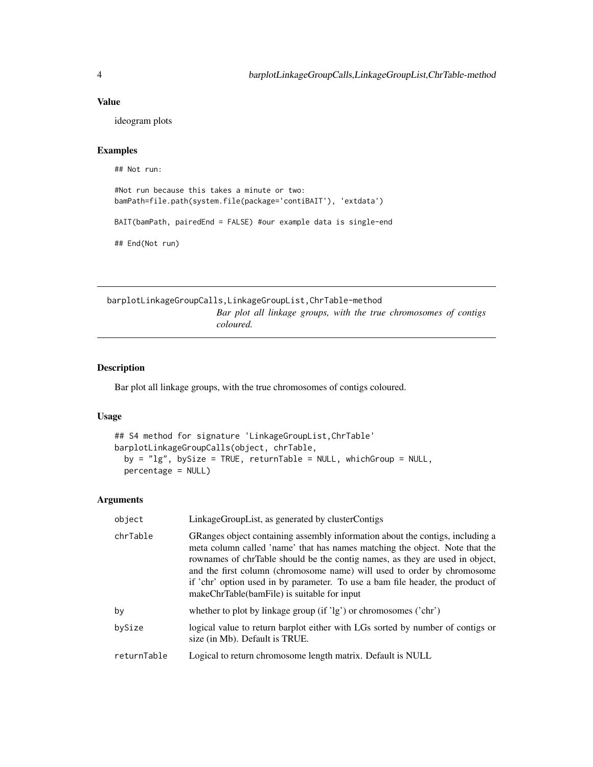## Value

ideogram plots

## Examples

```
## Not run:

#Not run because this takes a minute or two:
bamPath=file.path(system.file(package='contiBAIT'), 'extdata')

BAIT(bamPath, pairedEnd = FALSE) #our example data is single-end

## End(Not run)
```

---

# barplotLinkageGroupCalls,LinkageGroupList,ChrTable-method

*Bar plot all linkage groups, with the true chromosomes of contigs coloured.*

---

## Description

Bar plot all linkage groups, with the true chromosomes of contigs coloured.

## Usage

```
## S4 method for signature 'LinkageGroupList,ChrTable'
barplotLinkageGroupCalls(object, chrTable,
  by = "lg", bySize = TRUE, returnTable = NULL, whichGroup = NULL,
  percentage = NULL)
```

## Arguments

| | |
|---|---|
| object | LinkageGroupList, as generated by clusterContigs |
| chrTable | GRanges object containing assembly information about the contigs, including a meta column called 'name' that has names matching the object. Note that the rownames of chrTable should be the contig names, as they are used in object, and the first column (chromosome name) will used to order by chromosome if 'chr' option used in by parameter. To use a bam file header, the product of makeChrTable(bamFile) is suitable for input |
| by | whether to plot by linkage group (if 'lg') or chromosomes ('chr') |
| bySize | logical value to return barplot either with LGs sorted by number of contigs or size (in Mb). Default is TRUE. |
| returnTable | Logical to return chromosome length matrix. Default is NULL |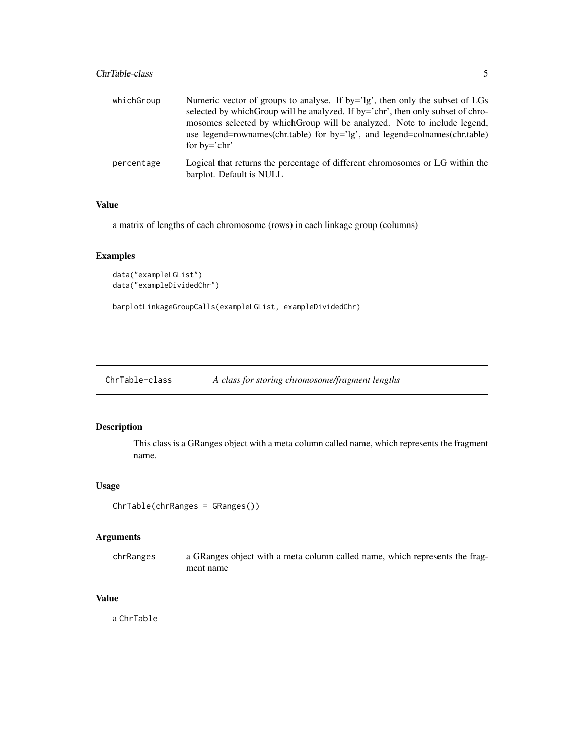| | |
|---|---|
| whichGroup | Numeric vector of groups to analyse. If by='lg', then only the subset of LGs selected by whichGroup will be analyzed. If by='chr', then only subset of chromosomes selected by whichGroup will be analyzed. Note to include legend, use legend=rownames(chr.table) for by='lg', and legend=colnames(chr.table) for by='chr' |
| percentage | Logical that returns the percentage of different chromosomes or LG within the barplot. Default is NULL |

## Value

a matrix of lengths of each chromosome (rows) in each linkage group (columns)

## Examples

```
data("exampleLGList")
data("exampleDividedChr")

barplotLinkageGroupCalls(exampleLGList, exampleDividedChr)
```

---

# ChrTable-class *A class for storing chromosome/fragment lengths*

---

## Description

This class is a GRanges object with a meta column called name, which represents the fragment name.

## Usage

```
ChrTable(chrRanges = GRanges())
```

## Arguments

| | |
|---|---|
| chrRanges | a GRanges object with a meta column called name, which represents the fragment name |

## Value

a `ChrTable`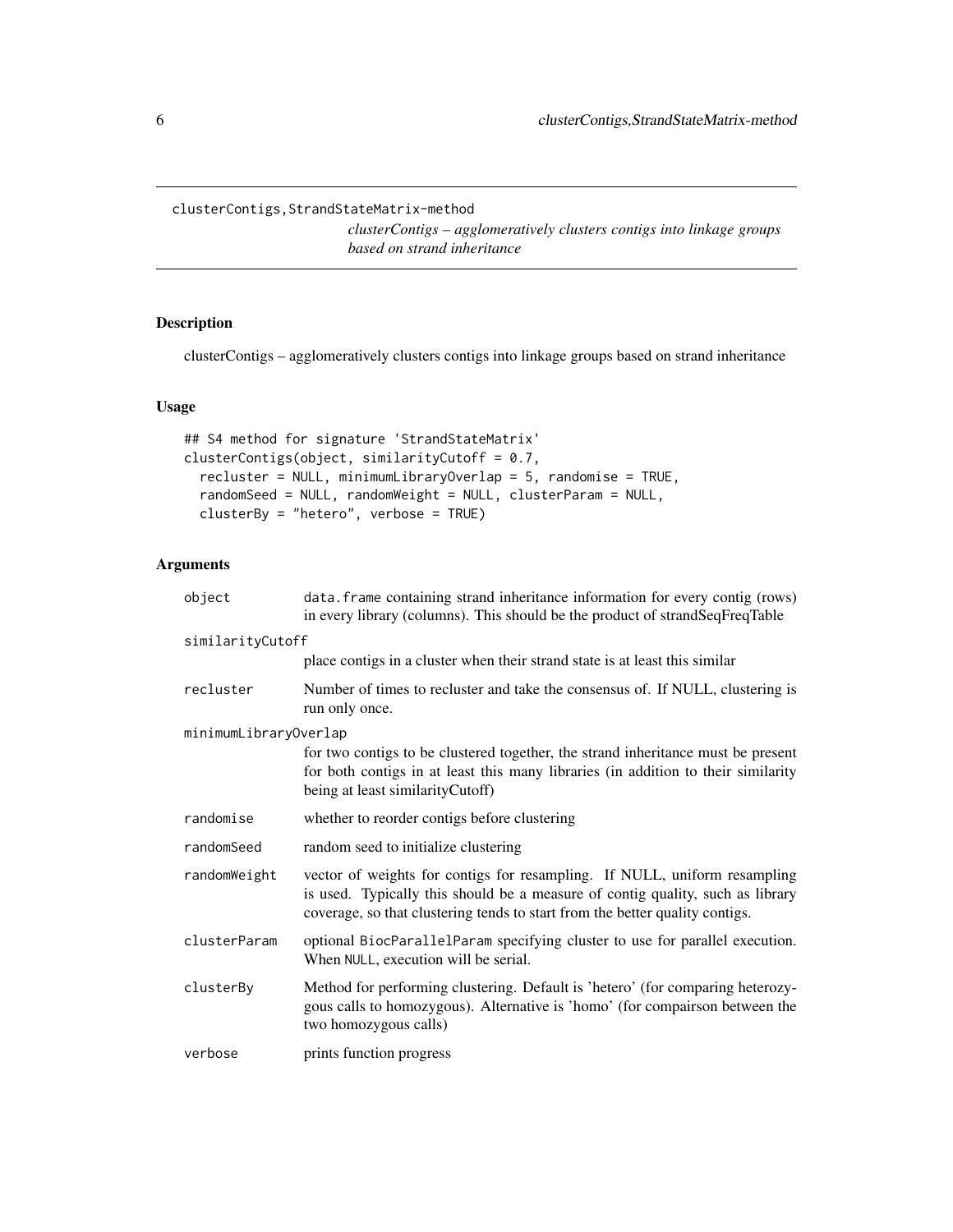# clusterContigs,StrandStateMatrix-method

*clusterContigs – agglomeratively clusters contigs into linkage groups based on strand inheritance*

## Description

clusterContigs – agglomeratively clusters contigs into linkage groups based on strand inheritance

## Usage

```
## S4 method for signature 'StrandStateMatrix'
clusterContigs(object, similarityCutoff = 0.7,
  recluster = NULL, minimumLibraryOverlap = 5, randomise = TRUE,
  randomSeed = NULL, randomWeight = NULL, clusterParam = NULL,
  clusterBy = "hetero", verbose = TRUE)
```

## Arguments

| | |
|---|---|
| object | data.frame containing strand inheritance information for every contig (rows) in every library (columns). This should be the product of strandSeqFreqTable |
| similarityCutoff | place contigs in a cluster when their strand state is at least this similar |
| recluster | Number of times to recluster and take the consensus of. If NULL, clustering is run only once. |
| minimumLibraryOverlap | for two contigs to be clustered together, the strand inheritance must be present for both contigs in at least this many libraries (in addition to their similarity being at least similarityCutoff) |
| randomise | whether to reorder contigs before clustering |
| randomSeed | random seed to initialize clustering |
| randomWeight | vector of weights for contigs for resampling. If NULL, uniform resampling is used. Typically this should be a measure of contig quality, such as library coverage, so that clustering tends to start from the better quality contigs. |
| clusterParam | optional BiocParallelParam specifying cluster to use for parallel execution. When NULL, execution will be serial. |
| clusterBy | Method for performing clustering. Default is 'hetero' (for comparing heterozygous calls to homozygous). Alternative is 'homo' (for compairson between the two homozygous calls) |
| verbose | prints function progress |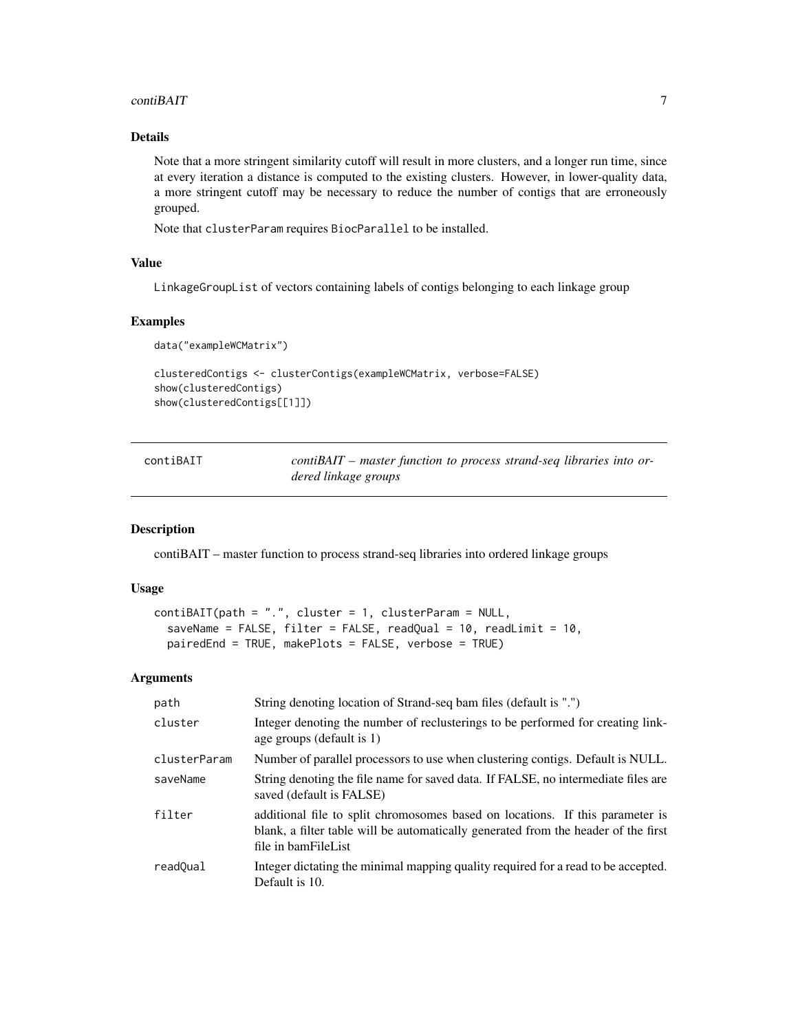### Details

Note that a more stringent similarity cutoff will result in more clusters, and a longer run time, since at every iteration a distance is computed to the existing clusters. However, in lower-quality data, a more stringent cutoff may be necessary to reduce the number of contigs that are erroneously grouped.

Note that clusterParam requires BiocParallel to be installed.

### Value

LinkageGroupList of vectors containing labels of contigs belonging to each linkage group

### Examples

```
data("exampleWCMatrix")

clusteredContigs <- clusterContigs(exampleWCMatrix, verbose=FALSE)
show(clusteredContigs)
show(clusteredContigs[[1]])
```

---

## contiBAIT — *contiBAIT – master function to process strand-seq libraries into ordered linkage groups*

### Description

contiBAIT – master function to process strand-seq libraries into ordered linkage groups

### Usage

```
contiBAIT(path = ".", cluster = 1, clusterParam = NULL,
  saveName = FALSE, filter = FALSE, readQual = 10, readLimit = 10,
  pairedEnd = TRUE, makePlots = FALSE, verbose = TRUE)
```

### Arguments

| | |
|---|---|
| path | String denoting location of Strand-seq bam files (default is ".") |
| cluster | Integer denoting the number of reclusterings to be performed for creating linkage groups (default is 1) |
| clusterParam | Number of parallel processors to use when clustering contigs. Default is NULL. |
| saveName | String denoting the file name for saved data. If FALSE, no intermediate files are saved (default is FALSE) |
| filter | additional file to split chromosomes based on locations. If this parameter is blank, a filter table will be automatically generated from the header of the first file in bamFileList |
| readQual | Integer dictating the minimal mapping quality required for a read to be accepted. Default is 10. |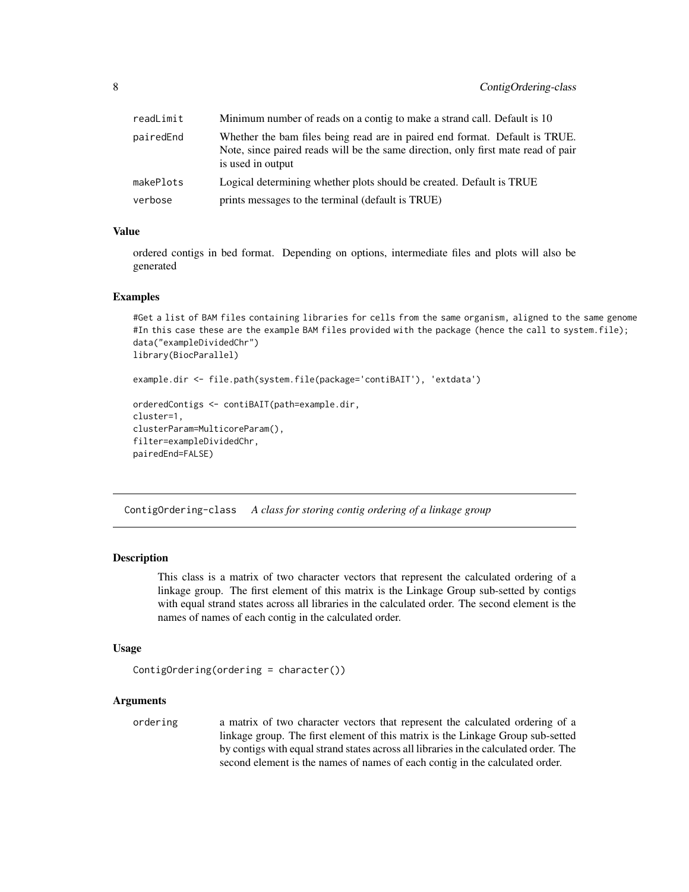| | |
|---|---|
| readLimit | Minimum number of reads on a contig to make a strand call. Default is 10 |
| pairedEnd | Whether the bam files being read are in paired end format. Default is TRUE. Note, since paired reads will be the same direction, only first mate read of pair is used in output |
| makePlots | Logical determining whether plots should be created. Default is TRUE |
| verbose | prints messages to the terminal (default is TRUE) |

### Value

ordered contigs in bed format. Depending on options, intermediate files and plots will also be generated

### Examples

```
#Get a list of BAM files containing libraries for cells from the same organism, aligned to the same genome
#In this case these are the example BAM files provided with the package (hence the call to system.file);
data("exampleDividedChr")
library(BiocParallel)

example.dir <- file.path(system.file(package='contiBAIT'), 'extdata')

orderedContigs <- contiBAIT(path=example.dir,
cluster=1,
clusterParam=MulticoreParam(),
filter=exampleDividedChr,
pairedEnd=FALSE)
```

---

## ContigOrdering-class *A class for storing contig ordering of a linkage group*

### Description

This class is a matrix of two character vectors that represent the calculated ordering of a linkage group. The first element of this matrix is the Linkage Group sub-setted by contigs with equal strand states across all libraries in the calculated order. The second element is the names of names of each contig in the calculated order.

### Usage

```
ContigOrdering(ordering = character())
```

### Arguments

| | |
|---|---|
| ordering | a matrix of two character vectors that represent the calculated ordering of a linkage group. The first element of this matrix is the Linkage Group sub-setted by contigs with equal strand states across all libraries in the calculated order. The second element is the names of names of each contig in the calculated order. |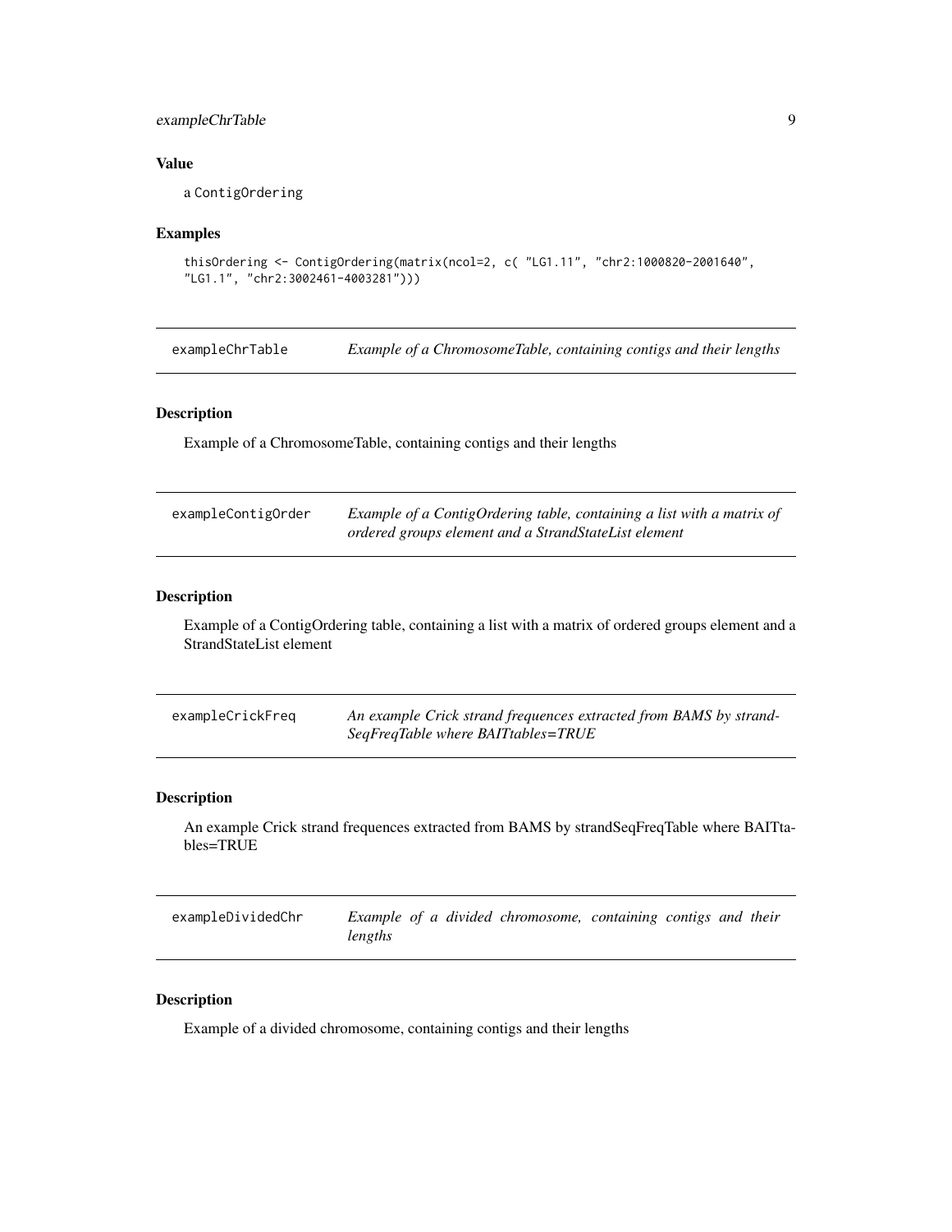### Value

a ContigOrdering

### Examples

```
thisOrdering <- ContigOrdering(matrix(ncol=2, c( "LG1.11", "chr2:1000820-2001640",
"LG1.1", "chr2:3002461-4003281")))
```

---

## exampleChrTable — *Example of a ChromosomeTable, containing contigs and their lengths*

### Description

Example of a ChromosomeTable, containing contigs and their lengths

---

## exampleContigOrder — *Example of a ContigOrdering table, containing a list with a matrix of ordered groups element and a StrandStateList element*

### Description

Example of a ContigOrdering table, containing a list with a matrix of ordered groups element and a StrandStateList element

---

## exampleCrickFreq — *An example Crick strand frequences extracted from BAMS by strandSeqFreqTable where BAITtables=TRUE*

### Description

An example Crick strand frequences extracted from BAMS by strandSeqFreqTable where BAITtables=TRUE

---

## exampleDividedChr — *Example of a divided chromosome, containing contigs and their lengths*

### Description

Example of a divided chromosome, containing contigs and their lengths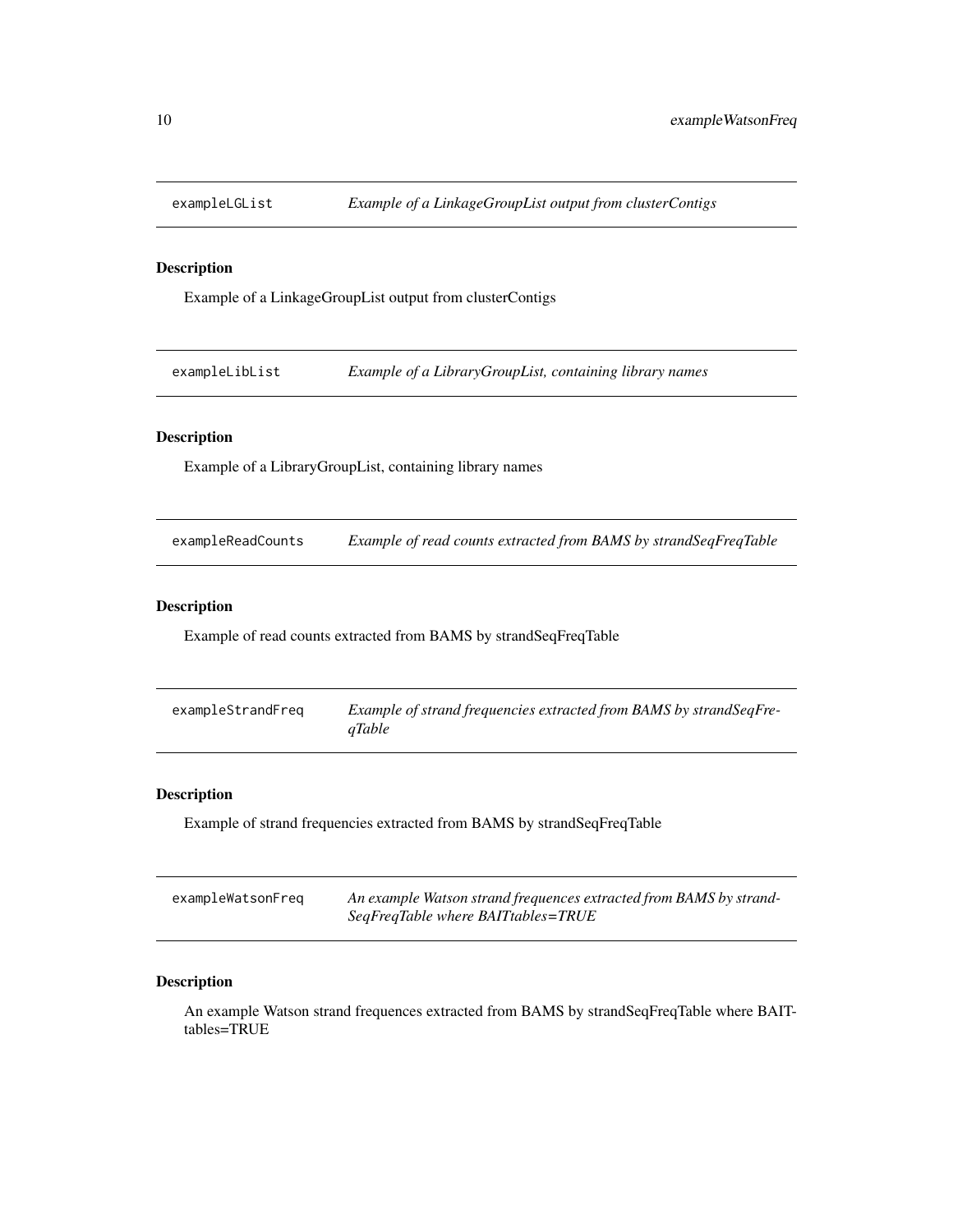## exampleLGList *Example of a LinkageGroupList output from clusterContigs*

### Description

Example of a LinkageGroupList output from clusterContigs

## exampleLibList *Example of a LibraryGroupList, containing library names*

### Description

Example of a LibraryGroupList, containing library names

## exampleReadCounts *Example of read counts extracted from BAMS by strandSeqFreqTable*

### Description

Example of read counts extracted from BAMS by strandSeqFreqTable

## exampleStrandFreq *Example of strand frequencies extracted from BAMS by strandSeqFreqTable*

### Description

Example of strand frequencies extracted from BAMS by strandSeqFreqTable

## exampleWatsonFreq *An example Watson strand frequences extracted from BAMS by strandSeqFreqTable where BAITtables=TRUE*

### Description

An example Watson strand frequences extracted from BAMS by strandSeqFreqTable where BAITtables=TRUE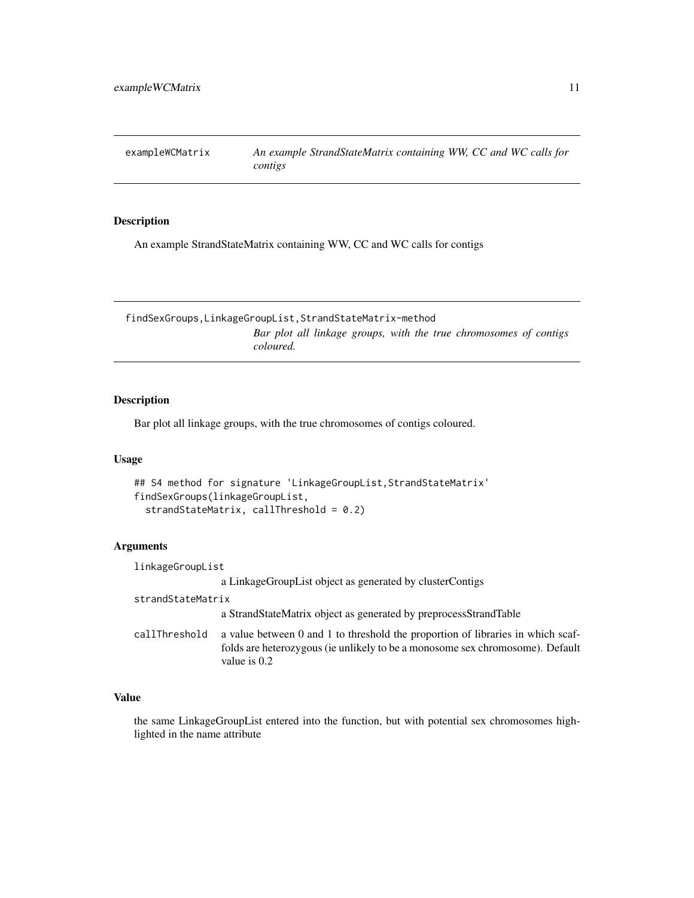## exampleWCMatrix — *An example StrandStateMatrix containing WW, CC and WC calls for contigs*

### Description

An example StrandStateMatrix containing WW, CC and WC calls for contigs

## findSexGroups,LinkageGroupList,StrandStateMatrix-method — *Bar plot all linkage groups, with the true chromosomes of contigs coloured.*

### Description

Bar plot all linkage groups, with the true chromosomes of contigs coloured.

### Usage

```
## S4 method for signature 'LinkageGroupList,StrandStateMatrix'
findSexGroups(linkageGroupList,
  strandStateMatrix, callThreshold = 0.2)
```

### Arguments

`linkageGroupList`
: a LinkageGroupList object as generated by clusterContigs

`strandStateMatrix`
: a StrandStateMatrix object as generated by preprocessStrandTable

`callThreshold`
: a value between 0 and 1 to threshold the proportion of libraries in which scaffolds are heterozygous (ie unlikely to be a monosome sex chromosome). Default value is 0.2

### Value

the same LinkageGroupList entered into the function, but with potential sex chromosomes highlighted in the name attribute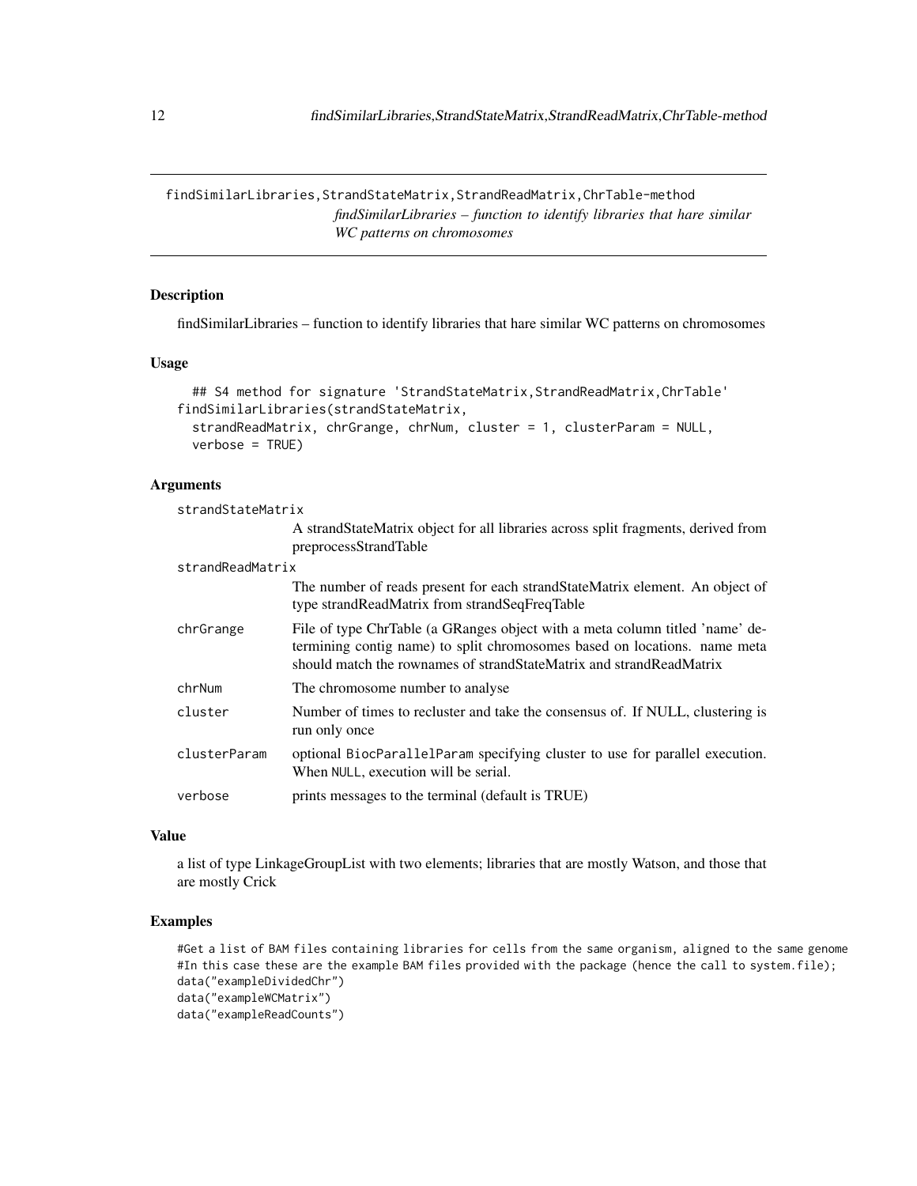# findSimilarLibraries,StrandStateMatrix,StrandReadMatrix,ChrTable-method

*findSimilarLibraries – function to identify libraries that hare similar WC patterns on chromosomes*

## Description

findSimilarLibraries – function to identify libraries that hare similar WC patterns on chromosomes

## Usage

```
## S4 method for signature 'StrandStateMatrix,StrandReadMatrix,ChrTable'
findSimilarLibraries(strandStateMatrix,
  strandReadMatrix, chrGrange, chrNum, cluster = 1, clusterParam = NULL,
  verbose = TRUE)
```

## Arguments

- `strandStateMatrix`: A strandStateMatrix object for all libraries across split fragments, derived from preprocessStrandTable
- `strandReadMatrix`: The number of reads present for each strandStateMatrix element. An object of type strandReadMatrix from strandSeqFreqTable
- `chrGrange`: File of type ChrTable (a GRanges object with a meta column titled 'name' determining contig name) to split chromosomes based on locations. name meta should match the rownames of strandStateMatrix and strandReadMatrix
- `chrNum`: The chromosome number to analyse
- `cluster`: Number of times to recluster and take the consensus of. If NULL, clustering is run only once
- `clusterParam`: optional `BiocParallelParam` specifying cluster to use for parallel execution. When `NULL`, execution will be serial.
- `verbose`: prints messages to the terminal (default is TRUE)

## Value

a list of type LinkageGroupList with two elements; libraries that are mostly Watson, and those that are mostly Crick

## Examples

```
#Get a list of BAM files containing libraries for cells from the same organism, aligned to the same genome
#In this case these are the example BAM files provided with the package (hence the call to system.file);
data("exampleDividedChr")
data("exampleWCMatrix")
data("exampleReadCounts")
```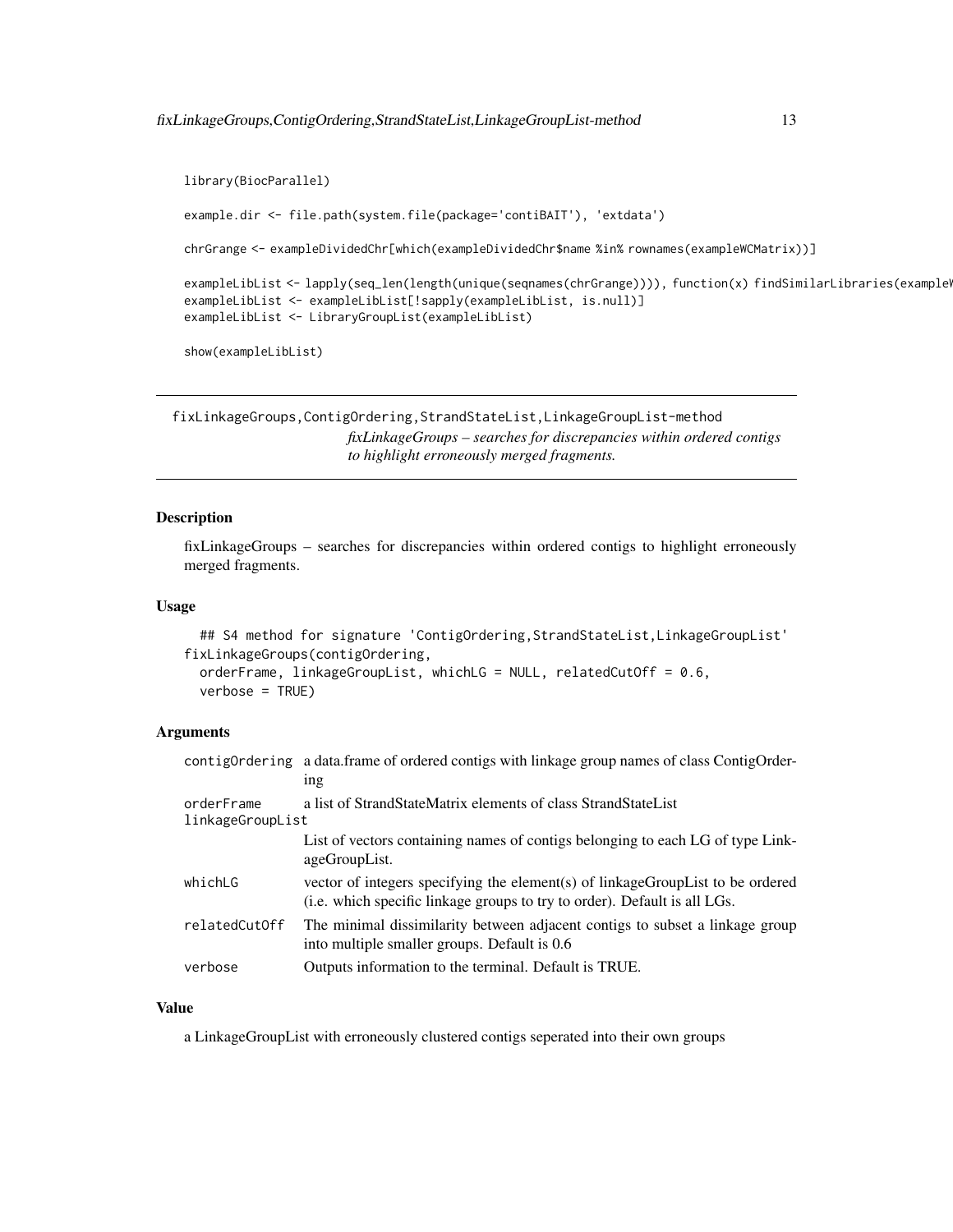```
library(BiocParallel)

example.dir <- file.path(system.file(package='contiBAIT'), 'extdata')

chrGrange <- exampleDividedChr[which(exampleDividedChr$name %in% rownames(exampleWCMatrix))]

exampleLibList <- lapply(seq_len(length(unique(seqnames(chrGrange)))), function(x) findSimilarLibraries(exampleW
exampleLibList <- exampleLibList[!sapply(exampleLibList, is.null)]
exampleLibList <- LibraryGroupList(exampleLibList)

show(exampleLibList)
```

## fixLinkageGroups,ContigOrdering,StrandStateList,LinkageGroupList-method

*fixLinkageGroups – searches for discrepancies within ordered contigs to highlight erroneously merged fragments.*

### Description

fixLinkageGroups – searches for discrepancies within ordered contigs to highlight erroneously merged fragments.

### Usage

```
## S4 method for signature 'ContigOrdering,StrandStateList,LinkageGroupList'
fixLinkageGroups(contigOrdering,
  orderFrame, linkageGroupList, whichLG = NULL, relatedCutOff = 0.6,
  verbose = TRUE)
```

### Arguments

| | |
|---|---|
| contigOrdering | a data.frame of ordered contigs with linkage group names of class ContigOrdering |
| orderFrame | a list of StrandStateMatrix elements of class StrandStateList |
| linkageGroupList | List of vectors containing names of contigs belonging to each LG of type LinkageGroupList. |
| whichLG | vector of integers specifying the element(s) of linkageGroupList to be ordered (i.e. which specific linkage groups to try to order). Default is all LGs. |
| relatedCutOff | The minimal dissimilarity between adjacent contigs to subset a linkage group into multiple smaller groups. Default is 0.6 |
| verbose | Outputs information to the terminal. Default is TRUE. |

### Value

a LinkageGroupList with erroneously clustered contigs seperated into their own groups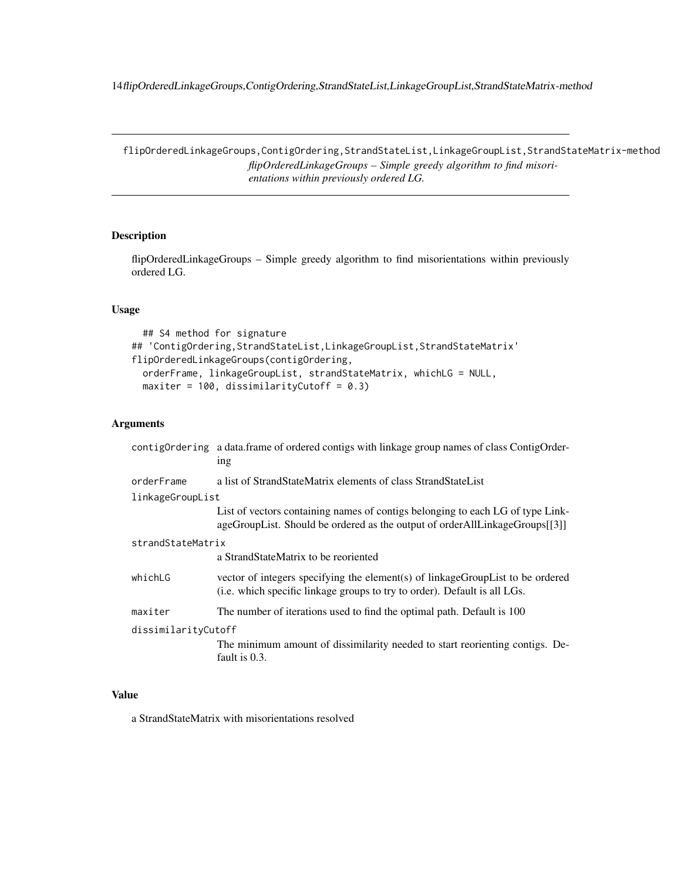## flipOrderedLinkageGroups,ContigOrdering,StrandStateList,LinkageGroupList,StrandStateMatrix-method

*flipOrderedLinkageGroups – Simple greedy algorithm to find misorientations within previously ordered LG.*

### Description

flipOrderedLinkageGroups – Simple greedy algorithm to find misorientations within previously ordered LG.

### Usage

```
## S4 method for signature
## 'ContigOrdering,StrandStateList,LinkageGroupList,StrandStateMatrix'
flipOrderedLinkageGroups(contigOrdering,
  orderFrame, linkageGroupList, strandStateMatrix, whichLG = NULL,
  maxiter = 100, dissimilarityCutoff = 0.3)
```

### Arguments

| | |
|---|---|
| contigOrdering | a data.frame of ordered contigs with linkage group names of class ContigOrdering |
| orderFrame | a list of StrandStateMatrix elements of class StrandStateList |
| linkageGroupList | List of vectors containing names of contigs belonging to each LG of type LinkageGroupList. Should be ordered as the output of orderAllLinkageGroups[[3]] |
| strandStateMatrix | a StrandStateMatrix to be reoriented |
| whichLG | vector of integers specifying the element(s) of linkageGroupList to be ordered (i.e. which specific linkage groups to try to order). Default is all LGs. |
| maxiter | The number of iterations used to find the optimal path. Default is 100 |
| dissimilarityCutoff | The minimum amount of dissimilarity needed to start reorienting contigs. Default is 0.3. |

### Value

a StrandStateMatrix with misorientations resolved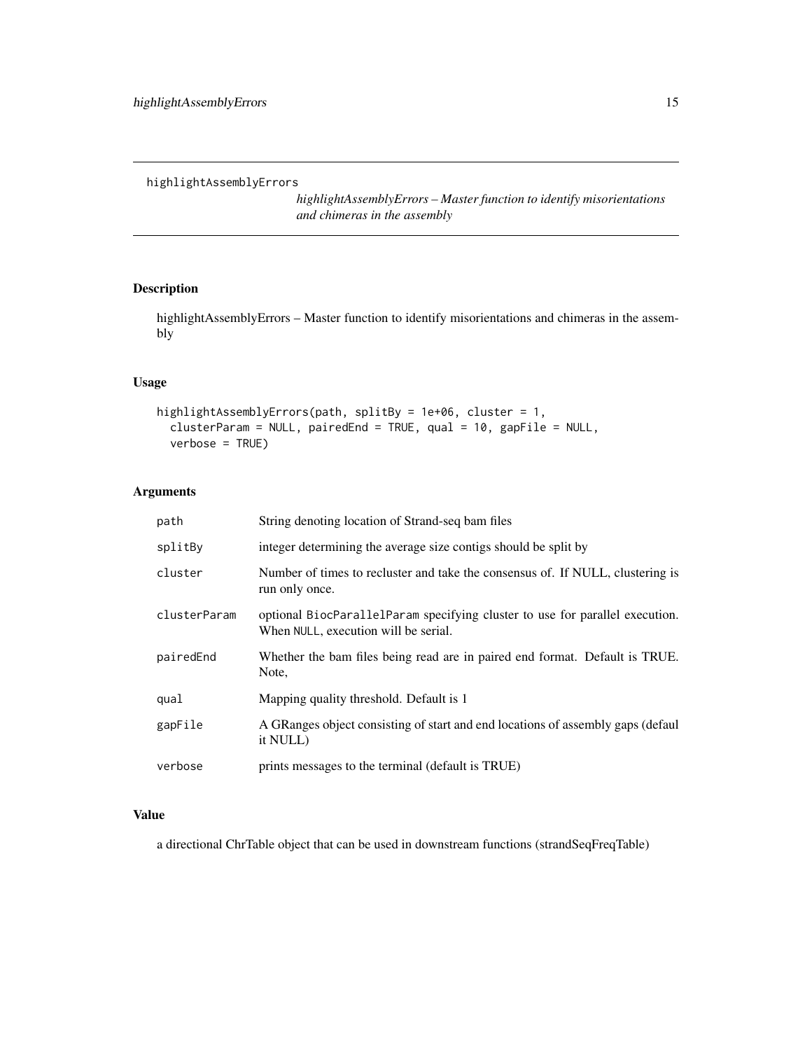highlightAssemblyErrors

*highlightAssemblyErrors – Master function to identify misorientations and chimeras in the assembly*

## Description

highlightAssemblyErrors – Master function to identify misorientations and chimeras in the assembly

## Usage

```
highlightAssemblyErrors(path, splitBy = 1e+06, cluster = 1,
  clusterParam = NULL, pairedEnd = TRUE, qual = 10, gapFile = NULL,
  verbose = TRUE)
```

## Arguments

| | |
|---|---|
| path | String denoting location of Strand-seq bam files |
| splitBy | integer determining the average size contigs should be split by |
| cluster | Number of times to recluster and take the consensus of. If NULL, clustering is run only once. |
| clusterParam | optional BiocParallelParam specifying cluster to use for parallel execution. When NULL, execution will be serial. |
| pairedEnd | Whether the bam files being read are in paired end format. Default is TRUE. Note, |
| qual | Mapping quality threshold. Default is 1 |
| gapFile | A GRanges object consisting of start and end locations of assembly gaps (defau it NULL) |
| verbose | prints messages to the terminal (default is TRUE) |

## Value

a directional ChrTable object that can be used in downstream functions (strandSeqFreqTable)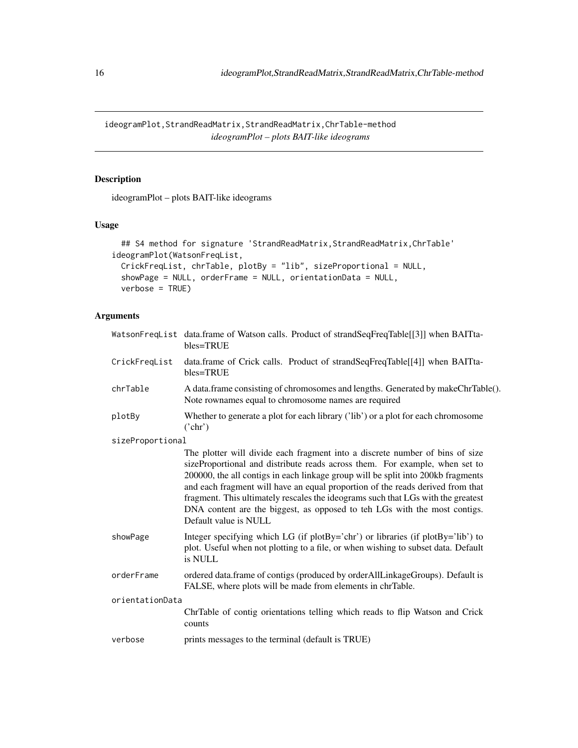ideogramPlot,StrandReadMatrix,StrandReadMatrix,ChrTable-method
*ideogramPlot – plots BAIT-like ideograms*

## Description

ideogramPlot – plots BAIT-like ideograms

## Usage

```
## S4 method for signature 'StrandReadMatrix,StrandReadMatrix,ChrTable'
ideogramPlot(WatsonFreqList,
  CrickFreqList, chrTable, plotBy = "lib", sizeProportional = NULL,
  showPage = NULL, orderFrame = NULL, orientationData = NULL,
  verbose = TRUE)
```

## Arguments

| | |
|---|---|
| WatsonFreqList | data.frame of Watson calls. Product of strandSeqFreqTable[[3]] when BAITtables=TRUE |
| CrickFreqList | data.frame of Crick calls. Product of strandSeqFreqTable[[4]] when BAITtables=TRUE |
| chrTable | A data.frame consisting of chromosomes and lengths. Generated by makeChrTable(). Note rownames equal to chromosome names are required |
| plotBy | Whether to generate a plot for each library ('lib') or a plot for each chromosome ('chr') |
| sizeProportional | The plotter will divide each fragment into a discrete number of bins of size sizeProportional and distribute reads across them. For example, when set to 200000, the all contigs in each linkage group will be split into 200kb fragments and each fragment will have an equal proportion of the reads derived from that fragment. This ultimately rescales the ideograms such that LGs with the greatest DNA content are the biggest, as opposed to teh LGs with the most contigs. Default value is NULL |
| showPage | Integer specifying which LG (if plotBy='chr') or libraries (if plotBy='lib') to plot. Useful when not plotting to a file, or when wishing to subset data. Default is NULL |
| orderFrame | ordered data.frame of contigs (produced by orderAllLinkageGroups). Default is FALSE, where plots will be made from elements in chrTable. |
| orientationData | ChrTable of contig orientations telling which reads to flip Watson and Crick counts |
| verbose | prints messages to the terminal (default is TRUE) |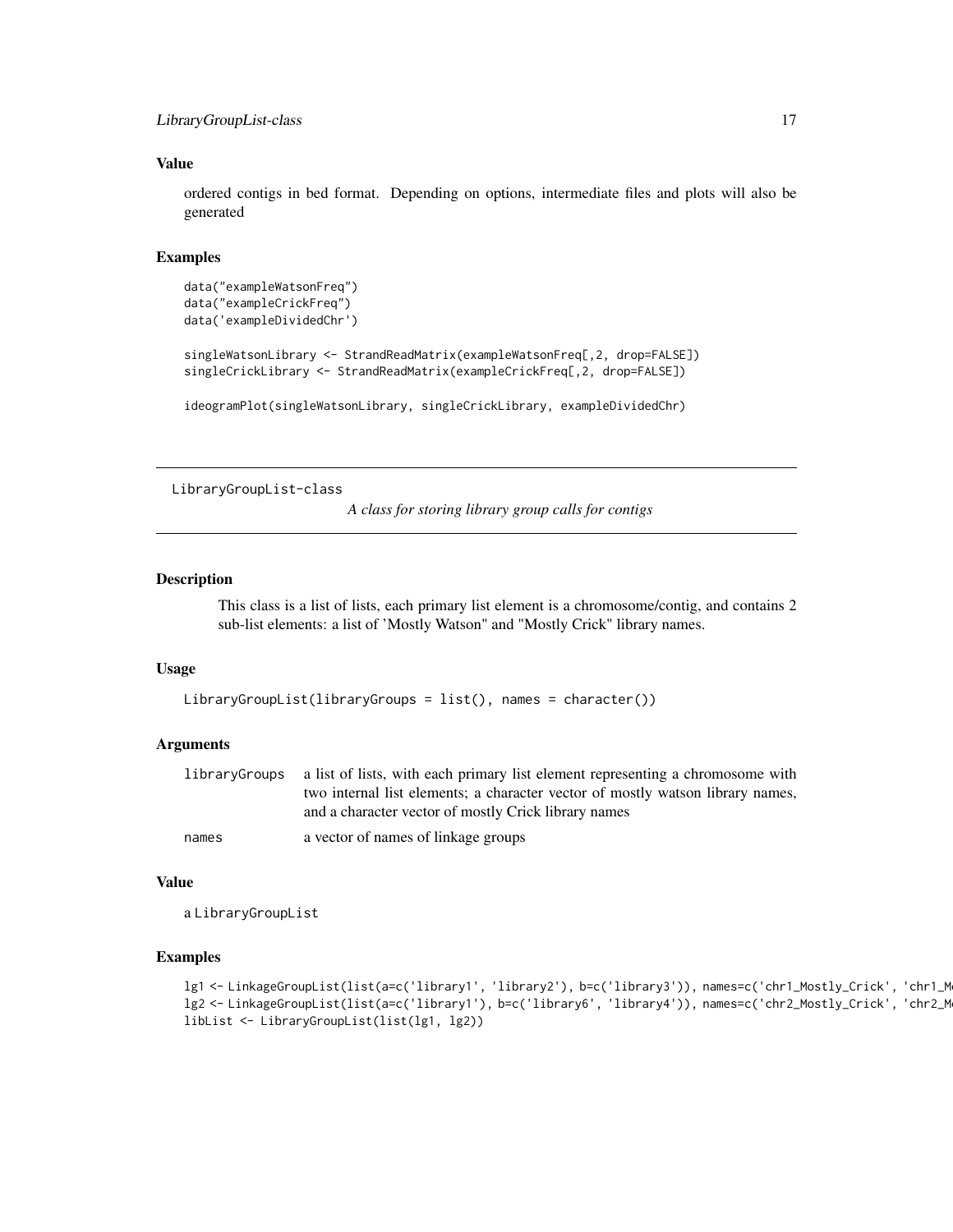## Value

ordered contigs in bed format. Depending on options, intermediate files and plots will also be generated

## Examples

```
data("exampleWatsonFreq")
data("exampleCrickFreq")
data('exampleDividedChr')

singleWatsonLibrary <- StrandReadMatrix(exampleWatsonFreq[,2, drop=FALSE])
singleCrickLibrary <- StrandReadMatrix(exampleCrickFreq[,2, drop=FALSE])

ideogramPlot(singleWatsonLibrary, singleCrickLibrary, exampleDividedChr)
```

---

# LibraryGroupList-class

*A class for storing library group calls for contigs*

---

## Description

This class is a list of lists, each primary list element is a chromosome/contig, and contains 2 sub-list elements: a list of 'Mostly Watson" and "Mostly Crick" library names.

## Usage

```
LibraryGroupList(libraryGroups = list(), names = character())
```

## Arguments

| | |
|---|---|
| libraryGroups | a list of lists, with each primary list element representing a chromosome with two internal list elements; a character vector of mostly watson library names, and a character vector of mostly Crick library names |
| names | a vector of names of linkage groups |

## Value

a LibraryGroupList

## Examples

```
lg1 <- LinkageGroupList(list(a=c('library1', 'library2'), b=c('library3')), names=c('chr1_Mostly_Crick', 'chr1_M
lg2 <- LinkageGroupList(list(a=c('library1'), b=c('library6', 'library4')), names=c('chr2_Mostly_Crick', 'chr2_M
libList <- LibraryGroupList(list(lg1, lg2))
```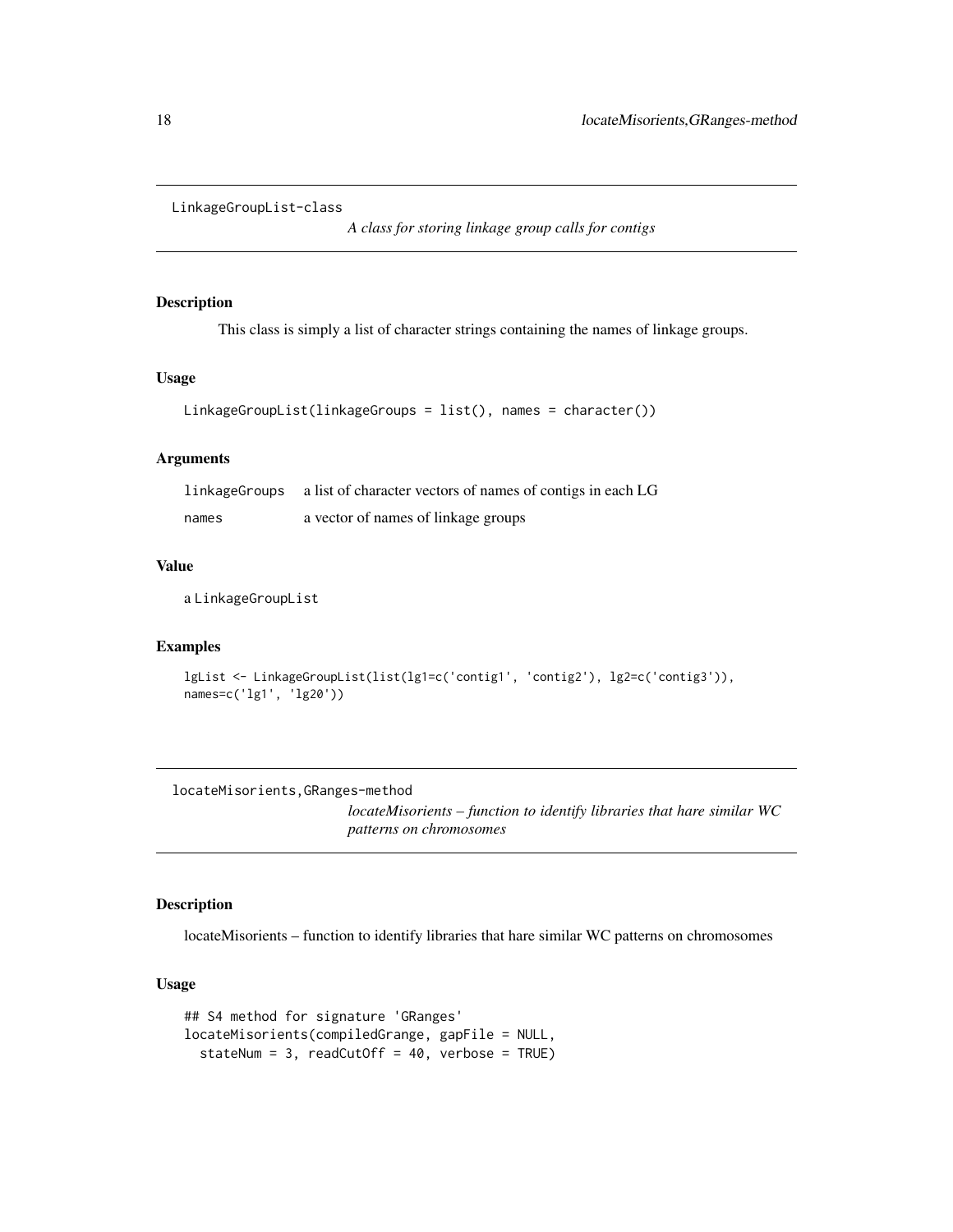LinkageGroupList-class

*A class for storing linkage group calls for contigs*

### Description

This class is simply a list of character strings containing the names of linkage groups.

### Usage

```
LinkageGroupList(linkageGroups = list(), names = character())
```

### Arguments

| | |
|---|---|
| linkageGroups | a list of character vectors of names of contigs in each LG |
| names | a vector of names of linkage groups |

### Value

a LinkageGroupList

### Examples

```
lgList <- LinkageGroupList(list(lg1=c('contig1', 'contig2'), lg2=c('contig3')),
names=c('lg1', 'lg20'))
```

---

locateMisorients,GRanges-method

*locateMisorients – function to identify libraries that hare similar WC patterns on chromosomes*

### Description

locateMisorients – function to identify libraries that hare similar WC patterns on chromosomes

### Usage

```
## S4 method for signature 'GRanges'
locateMisorients(compiledGrange, gapFile = NULL,
  stateNum = 3, readCutOff = 40, verbose = TRUE)
```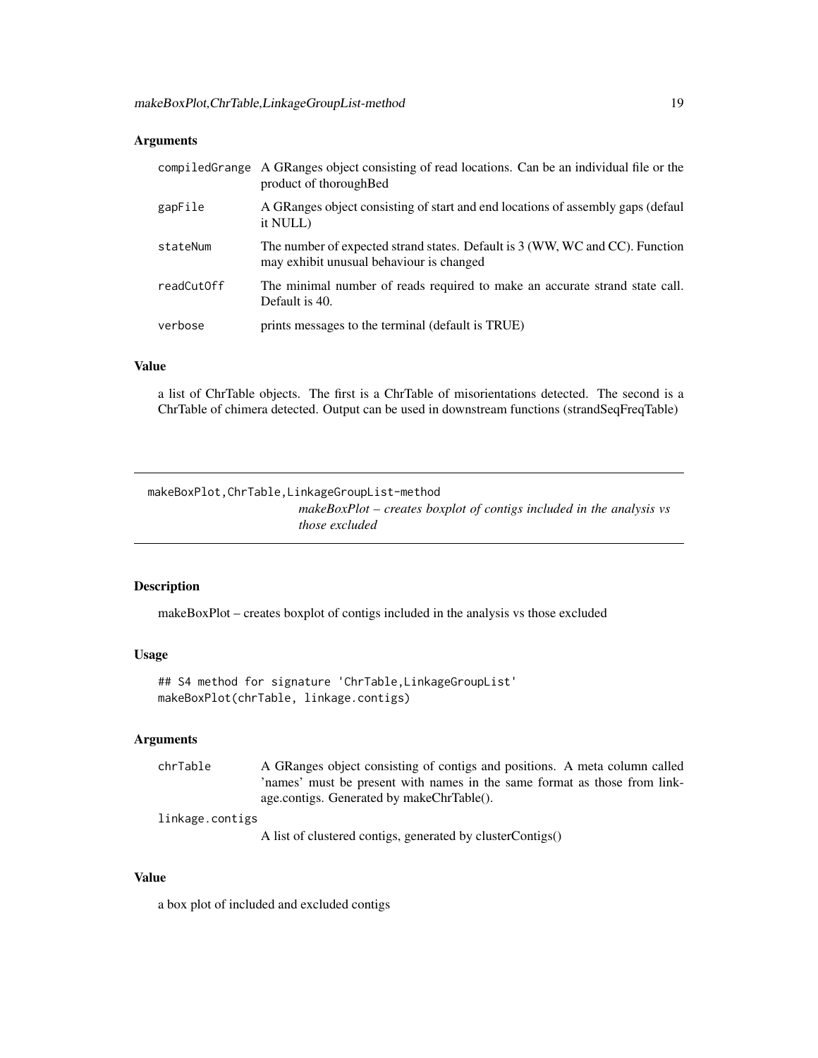## Arguments

| | |
|---|---|
| compiledGrange | A GRanges object consisting of read locations. Can be an individual file or the product of thoroughBed |
| gapFile | A GRanges object consisting of start and end locations of assembly gaps (defaul it NULL) |
| stateNum | The number of expected strand states. Default is 3 (WW, WC and CC). Function may exhibit unusual behaviour is changed |
| readCutOff | The minimal number of reads required to make an accurate strand state call. Default is 40. |
| verbose | prints messages to the terminal (default is TRUE) |

## Value

a list of ChrTable objects. The first is a ChrTable of misorientations detected. The second is a ChrTable of chimera detected. Output can be used in downstream functions (strandSeqFreqTable)

---

# makeBoxPlot,ChrTable,LinkageGroupList-method

*makeBoxPlot – creates boxplot of contigs included in the analysis vs those excluded*

---

## Description

makeBoxPlot – creates boxplot of contigs included in the analysis vs those excluded

## Usage

```
## S4 method for signature 'ChrTable,LinkageGroupList'
makeBoxPlot(chrTable, linkage.contigs)
```

## Arguments

| | |
|---|---|
| chrTable | A GRanges object consisting of contigs and positions. A meta column called 'names' must be present with names in the same format as those from linkage.contigs. Generated by makeChrTable(). |
| linkage.contigs | A list of clustered contigs, generated by clusterContigs() |

## Value

a box plot of included and excluded contigs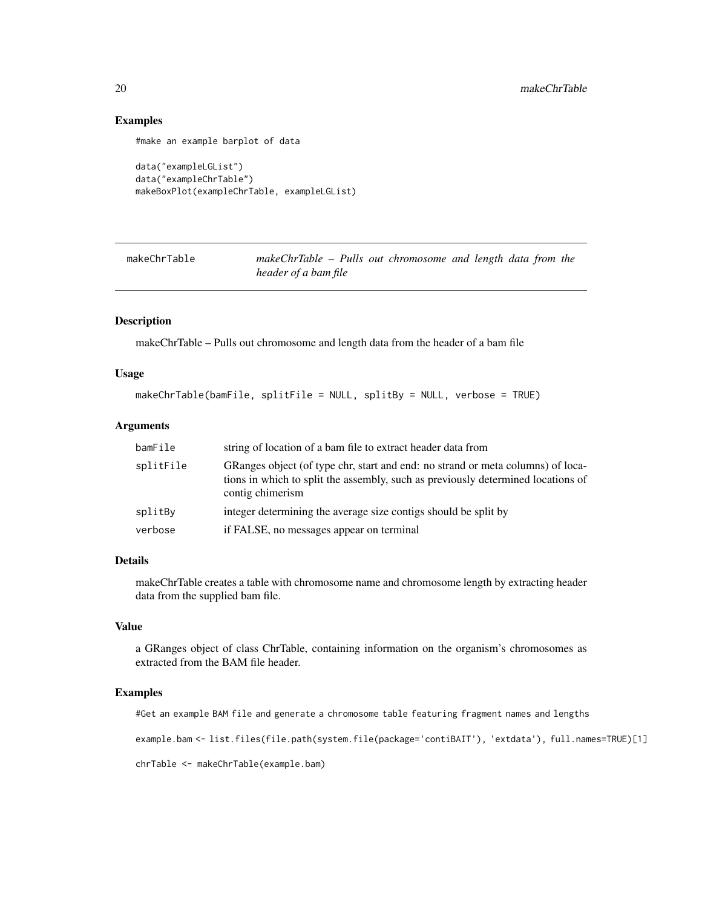### Examples

```
#make an example barplot of data

data("exampleLGList")
data("exampleChrTable")
makeBoxPlot(exampleChrTable, exampleLGList)
```

## makeChrTable *makeChrTable – Pulls out chromosome and length data from the header of a bam file*

### Description

makeChrTable – Pulls out chromosome and length data from the header of a bam file

### Usage

```
makeChrTable(bamFile, splitFile = NULL, splitBy = NULL, verbose = TRUE)
```

### Arguments

| | |
|---|---|
| bamFile | string of location of a bam file to extract header data from |
| splitFile | GRanges object (of type chr, start and end: no strand or meta columns) of locations in which to split the assembly, such as previously determined locations of contig chimerism |
| splitBy | integer determining the average size contigs should be split by |
| verbose | if FALSE, no messages appear on terminal |

### Details

makeChrTable creates a table with chromosome name and chromosome length by extracting header data from the supplied bam file.

### Value

a GRanges object of class ChrTable, containing information on the organism's chromosomes as extracted from the BAM file header.

### Examples

```
#Get an example BAM file and generate a chromosome table featuring fragment names and lengths

example.bam <- list.files(file.path(system.file(package='contiBAIT'), 'extdata'), full.names=TRUE)[1]

chrTable <- makeChrTable(example.bam)
```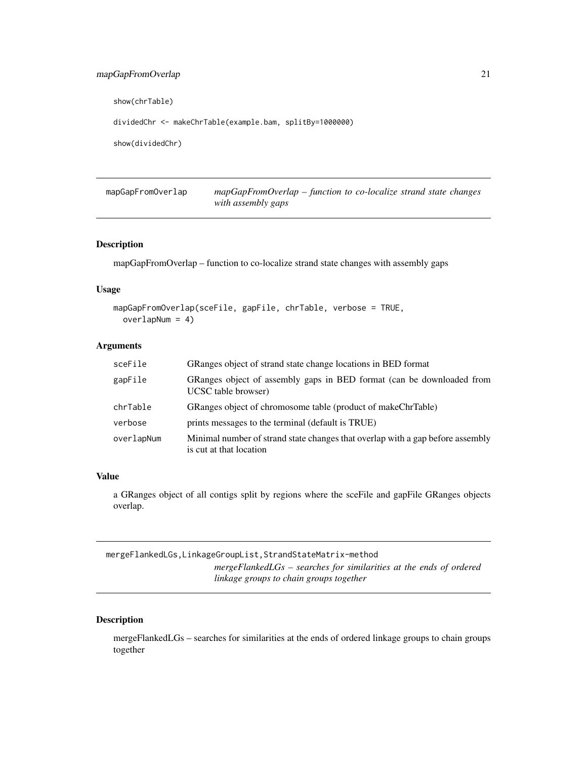```
show(chrTable)

dividedChr <- makeChrTable(example.bam, splitBy=1000000)

show(dividedChr)
```

---

## mapGapFromOverlap

*mapGapFromOverlap – function to co-localize strand state changes with assembly gaps*

### Description

mapGapFromOverlap – function to co-localize strand state changes with assembly gaps

### Usage

```
mapGapFromOverlap(sceFile, gapFile, chrTable, verbose = TRUE,
  overlapNum = 4)
```

### Arguments

| | |
|---|---|
| sceFile | GRanges object of strand state change locations in BED format |
| gapFile | GRanges object of assembly gaps in BED format (can be downloaded from UCSC table browser) |
| chrTable | GRanges object of chromosome table (product of makeChrTable) |
| verbose | prints messages to the terminal (default is TRUE) |
| overlapNum | Minimal number of strand state changes that overlap with a gap before assembly is cut at that location |

### Value

a GRanges object of all contigs split by regions where the sceFile and gapFile GRanges objects overlap.

---

## mergeFlankedLGs,LinkageGroupList,StrandStateMatrix-method

*mergeFlankedLGs – searches for similarities at the ends of ordered linkage groups to chain groups together*

### Description

mergeFlankedLGs – searches for similarities at the ends of ordered linkage groups to chain groups together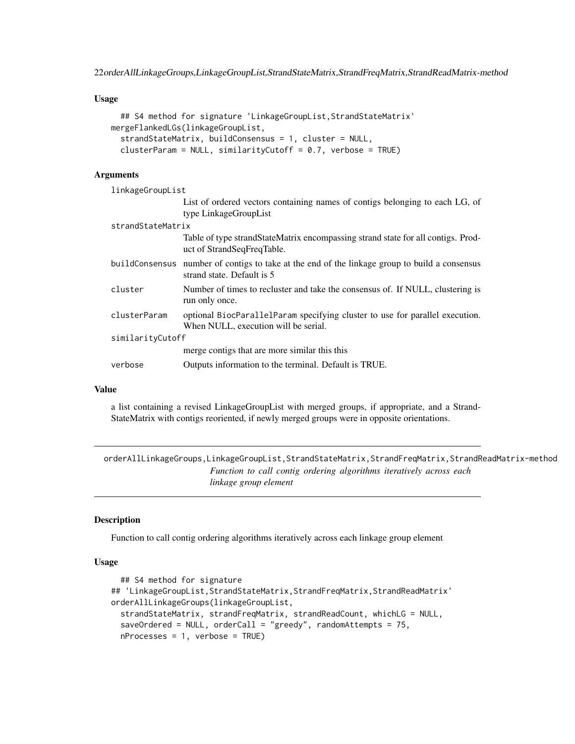### Usage

```
## S4 method for signature 'LinkageGroupList,StrandStateMatrix'
mergeFlankedLGs(linkageGroupList,
  strandStateMatrix, buildConsensus = 1, cluster = NULL,
  clusterParam = NULL, similarityCutoff = 0.7, verbose = TRUE)
```

### Arguments

- `linkageGroupList` — List of ordered vectors containing names of contigs belonging to each LG, of type LinkageGroupList
- `strandStateMatrix` — Table of type strandStateMatrix encompassing strand state for all contigs. Product of StrandSeqFreqTable.
- `buildConsensus` — number of contigs to take at the end of the linkage group to build a consensus strand state. Default is 5
- `cluster` — Number of times to recluster and take the consensus of. If NULL, clustering is run only once.
- `clusterParam` — optional `BiocParallelParam` specifying cluster to use for parallel execution. When NULL, execution will be serial.
- `similarityCutoff` — merge contigs that are more similar this this
- `verbose` — Outputs information to the terminal. Default is TRUE.

### Value

a list containing a revised LinkageGroupList with merged groups, if appropriate, and a StrandStateMatrix with contigs reoriented, if newly merged groups were in opposite orientations.

---

## orderAllLinkageGroups,LinkageGroupList,StrandStateMatrix,StrandFreqMatrix,StrandReadMatrix-method

*Function to call contig ordering algorithms iteratively across each linkage group element*

---

### Description

Function to call contig ordering algorithms iteratively across each linkage group element

### Usage

```
## S4 method for signature
## 'LinkageGroupList,StrandStateMatrix,StrandFreqMatrix,StrandReadMatrix'
orderAllLinkageGroups(linkageGroupList,
  strandStateMatrix, strandFreqMatrix, strandReadCount, whichLG = NULL,
  saveOrdered = NULL, orderCall = "greedy", randomAttempts = 75,
  nProcesses = 1, verbose = TRUE)
```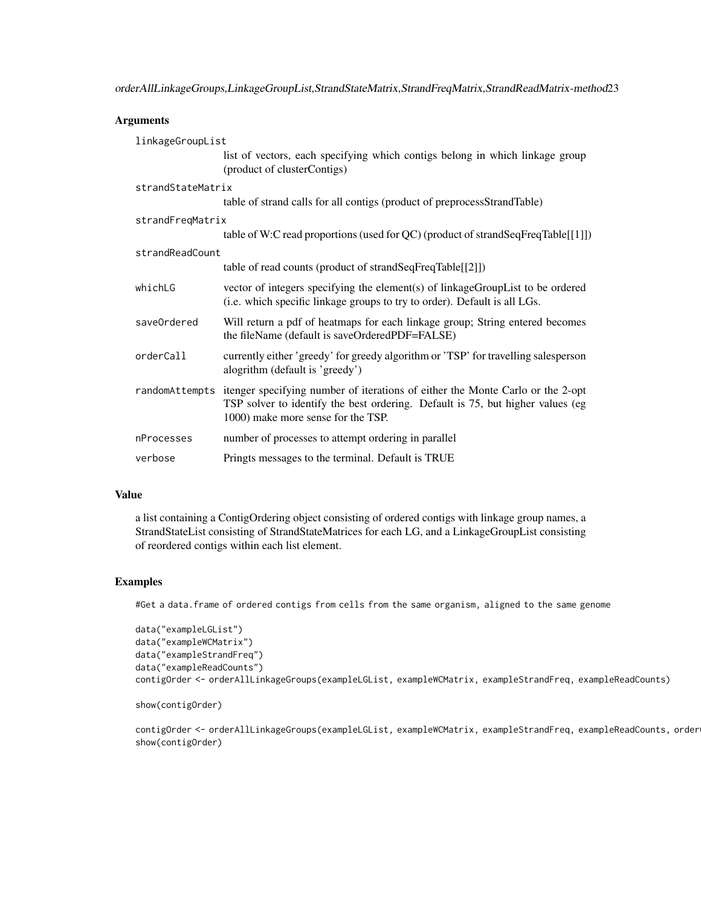## Arguments

**linkageGroupList**
list of vectors, each specifying which contigs belong in which linkage group (product of clusterContigs)

**strandStateMatrix**
table of strand calls for all contigs (product of preprocessStrandTable)

**strandFreqMatrix**
table of W:C read proportions (used for QC) (product of strandSeqFreqTable[[1]])

**strandReadCount**
table of read counts (product of strandSeqFreqTable[[2]])

**whichLG**
vector of integers specifying the element(s) of linkageGroupList to be ordered (i.e. which specific linkage groups to try to order). Default is all LGs.

**saveOrdered**
Will return a pdf of heatmaps for each linkage group; String entered becomes the fileName (default is saveOrderedPDF=FALSE)

**orderCall**
currently either 'greedy' for greedy algorithm or 'TSP' for travelling salesperson alogrithm (default is 'greedy')

**randomAttempts**
itenger specifying number of iterations of either the Monte Carlo or the 2-opt TSP solver to identify the best ordering. Default is 75, but higher values (eg 1000) make more sense for the TSP.

**nProcesses**
number of processes to attempt ordering in parallel

**verbose**
Pringts messages to the terminal. Default is TRUE

## Value

a list containing a ContigOrdering object consisting of ordered contigs with linkage group names, a StrandStateList consisting of StrandStateMatrices for each LG, and a LinkageGroupList consisting of reordered contigs within each list element.

## Examples

```
#Get a data.frame of ordered contigs from cells from the same organism, aligned to the same genome

data("exampleLGList")
data("exampleWCMatrix")
data("exampleStrandFreq")
data("exampleReadCounts")
contigOrder <- orderAllLinkageGroups(exampleLGList, exampleWCMatrix, exampleStrandFreq, exampleReadCounts)

show(contigOrder)

contigOrder <- orderAllLinkageGroups(exampleLGList, exampleWCMatrix, exampleStrandFreq, exampleReadCounts, order
show(contigOrder)
```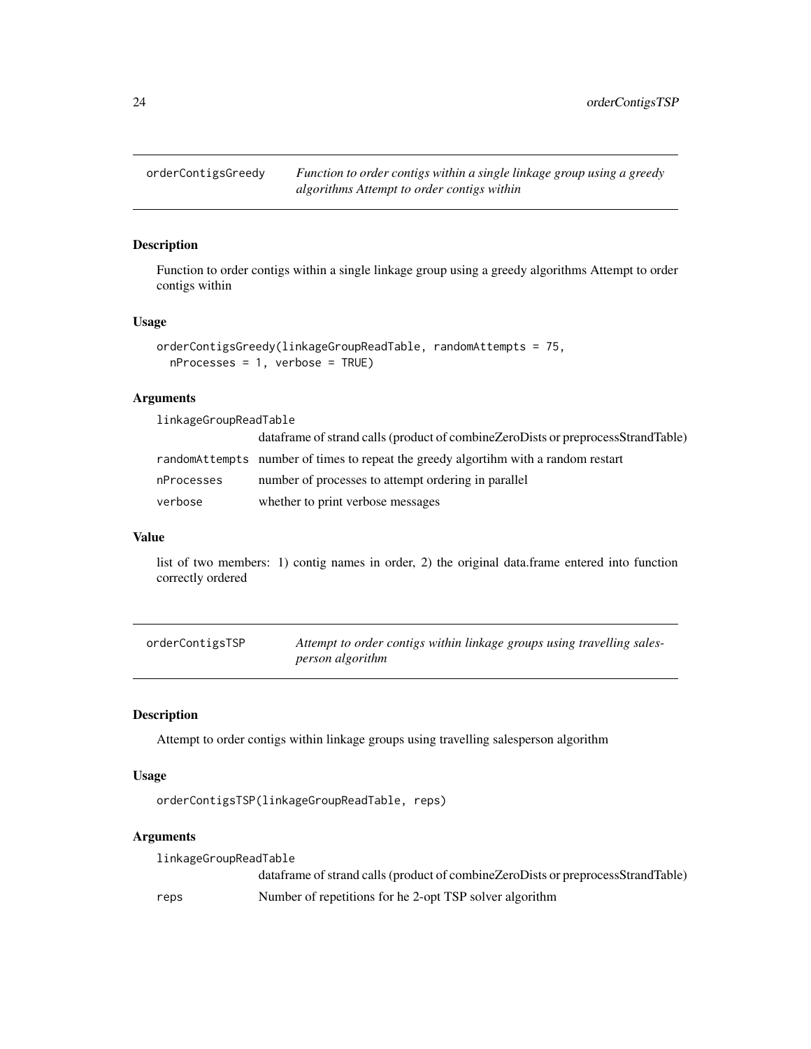## orderContigsGreedy

*Function to order contigs within a single linkage group using a greedy algorithms Attempt to order contigs within*

### Description

Function to order contigs within a single linkage group using a greedy algorithms Attempt to order contigs within

### Usage

```
orderContigsGreedy(linkageGroupReadTable, randomAttempts = 75,
  nProcesses = 1, verbose = TRUE)
```

### Arguments

| | |
|---|---|
| `linkageGroupReadTable` | dataframe of strand calls (product of combineZeroDists or preprocessStrandTable) |
| `randomAttempts` | number of times to repeat the greedy algortihm with a random restart |
| `nProcesses` | number of processes to attempt ordering in parallel |
| `verbose` | whether to print verbose messages |

### Value

list of two members: 1) contig names in order, 2) the original data.frame entered into function correctly ordered

## orderContigsTSP

*Attempt to order contigs within linkage groups using travelling salesperson algorithm*

### Description

Attempt to order contigs within linkage groups using travelling salesperson algorithm

### Usage

```
orderContigsTSP(linkageGroupReadTable, reps)
```

### Arguments

| | |
|---|---|
| `linkageGroupReadTable` | dataframe of strand calls (product of combineZeroDists or preprocessStrandTable) |
| `reps` | Number of repetitions for he 2-opt TSP solver algorithm |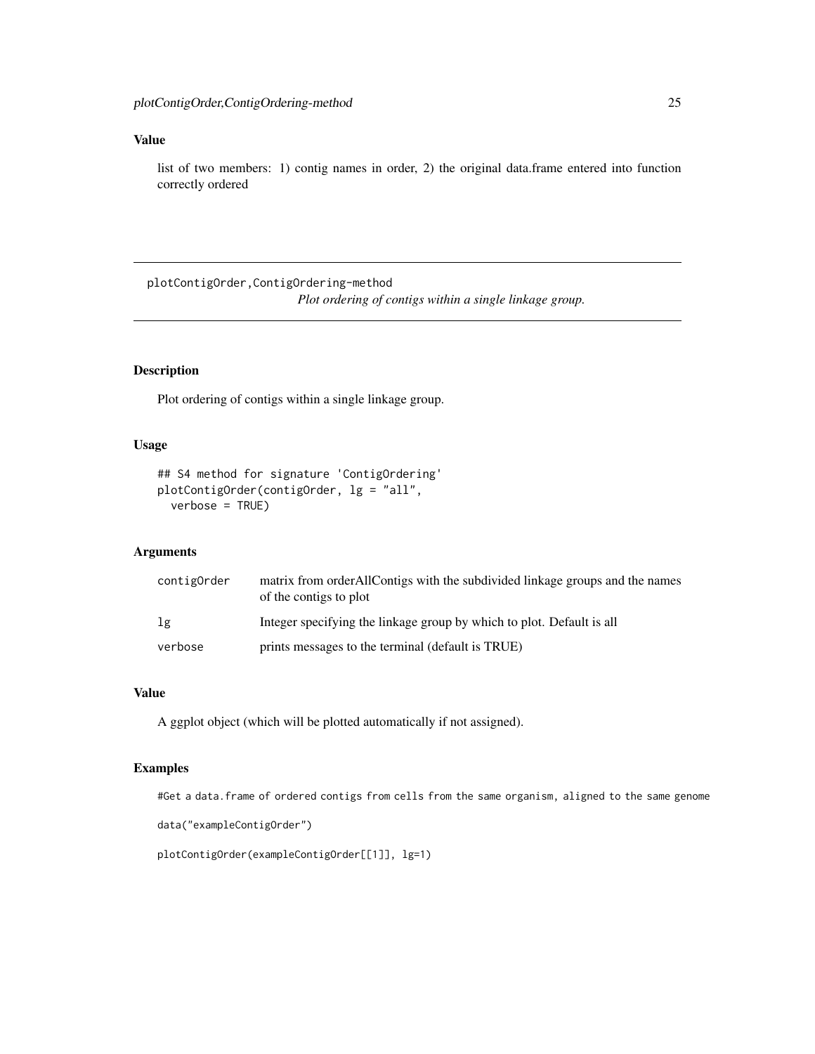## Value

list of two members: 1) contig names in order, 2) the original data.frame entered into function correctly ordered

---

## plotContigOrder,ContigOrdering-method

*Plot ordering of contigs within a single linkage group.*

---

### Description

Plot ordering of contigs within a single linkage group.

### Usage

```
## S4 method for signature 'ContigOrdering'
plotContigOrder(contigOrder, lg = "all",
  verbose = TRUE)
```

### Arguments

| | |
|---|---|
| contigOrder | matrix from orderAllContigs with the subdivided linkage groups and the names of the contigs to plot |
| lg | Integer specifying the linkage group by which to plot. Default is all |
| verbose | prints messages to the terminal (default is TRUE) |

### Value

A ggplot object (which will be plotted automatically if not assigned).

### Examples

```
#Get a data.frame of ordered contigs from cells from the same organism, aligned to the same genome

data("exampleContigOrder")

plotContigOrder(exampleContigOrder[[1]], lg=1)
```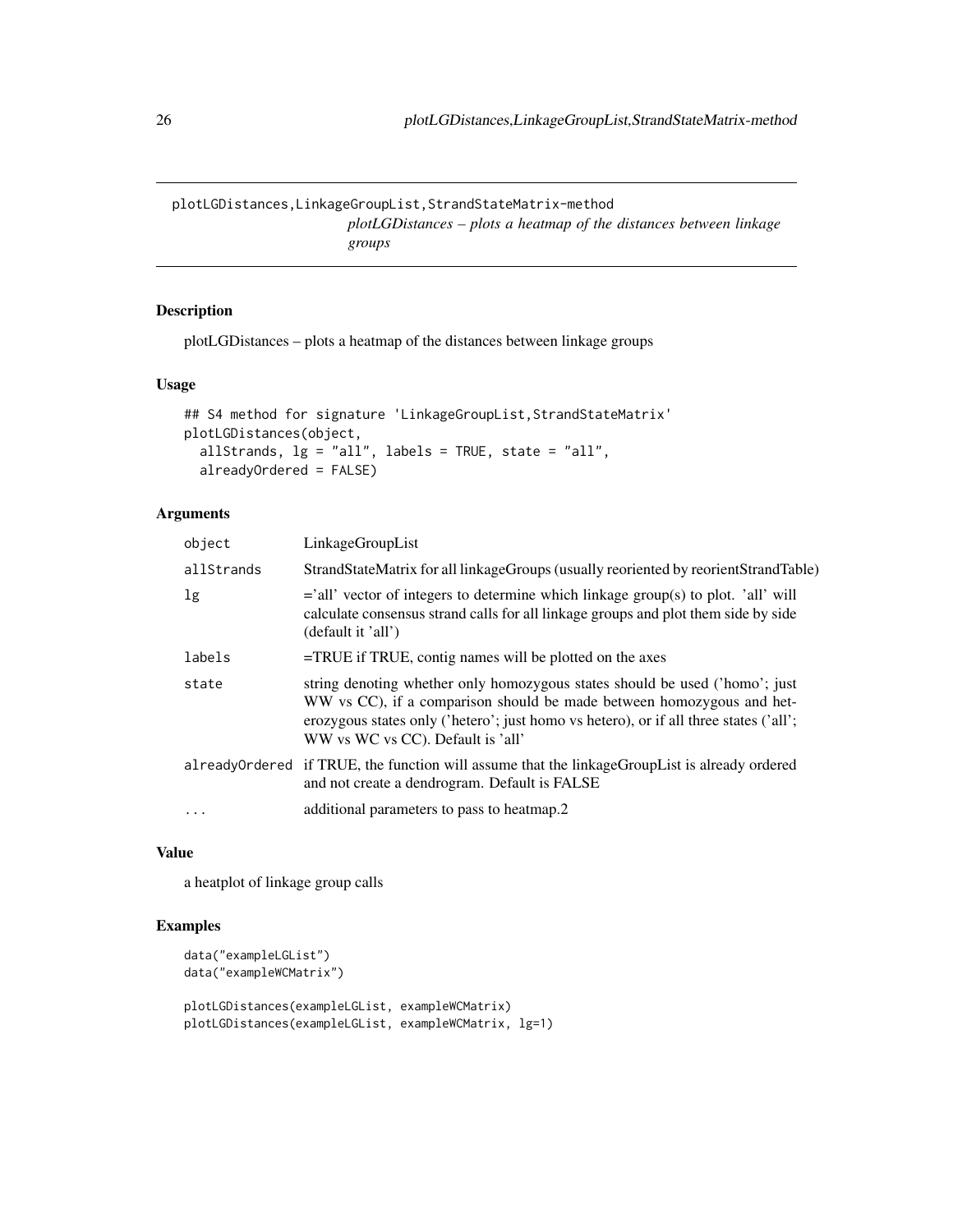plotLGDistances,LinkageGroupList,StrandStateMatrix-method

*plotLGDistances – plots a heatmap of the distances between linkage groups*

## Description

plotLGDistances – plots a heatmap of the distances between linkage groups

## Usage

```
## S4 method for signature 'LinkageGroupList,StrandStateMatrix'
plotLGDistances(object,
  allStrands, lg = "all", labels = TRUE, state = "all",
  alreadyOrdered = FALSE)
```

## Arguments

| | |
|---|---|
| object | LinkageGroupList |
| allStrands | StrandStateMatrix for all linkageGroups (usually reoriented by reorientStrandTable) |
| lg | ='all' vector of integers to determine which linkage group(s) to plot. 'all' will calculate consensus strand calls for all linkage groups and plot them side by side (default it 'all') |
| labels | =TRUE if TRUE, contig names will be plotted on the axes |
| state | string denoting whether only homozygous states should be used ('homo'; just WW vs CC), if a comparison should be made between homozygous and heterozygous states only ('hetero'; just homo vs hetero), or if all three states ('all'; WW vs WC vs CC). Default is 'all' |
| alreadyOrdered | if TRUE, the function will assume that the linkageGroupList is already ordered and not create a dendrogram. Default is FALSE |
| ... | additional parameters to pass to heatmap.2 |

## Value

a heatplot of linkage group calls

## Examples

```
data("exampleLGList")
data("exampleWCMatrix")

plotLGDistances(exampleLGList, exampleWCMatrix)
plotLGDistances(exampleLGList, exampleWCMatrix, lg=1)
```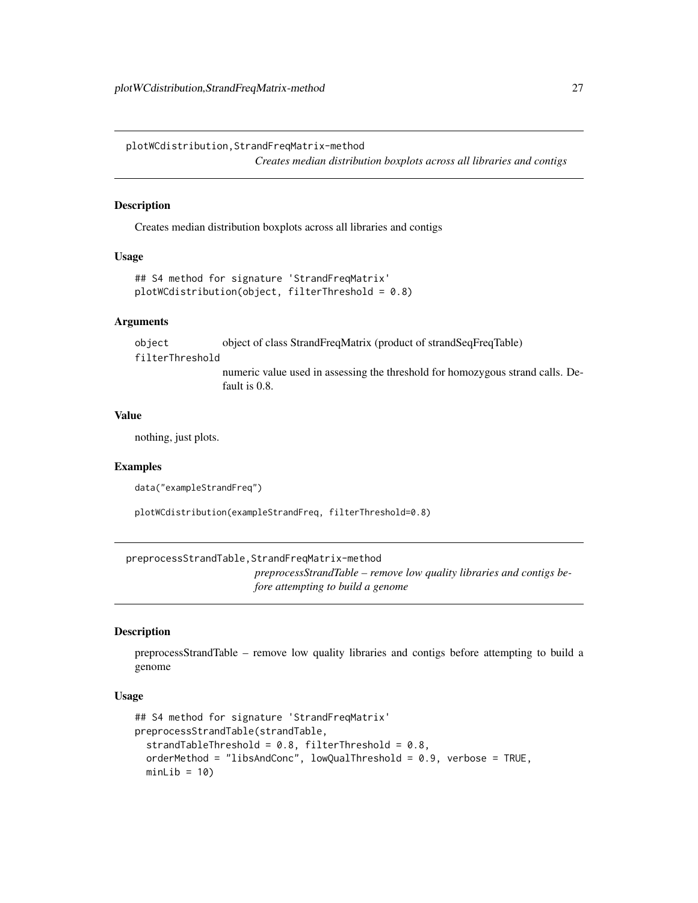## plotWCdistribution,StrandFreqMatrix-method

*Creates median distribution boxplots across all libraries and contigs*

### Description

Creates median distribution boxplots across all libraries and contigs

### Usage

```
## S4 method for signature 'StrandFreqMatrix'
plotWCdistribution(object, filterThreshold = 0.8)
```

### Arguments

`object` object of class StrandFreqMatrix (product of strandSeqFreqTable)

`filterThreshold` numeric value used in assessing the threshold for homozygous strand calls. Default is 0.8.

### Value

nothing, just plots.

### Examples

```
data("exampleStrandFreq")

plotWCdistribution(exampleStrandFreq, filterThreshold=0.8)
```

## preprocessStrandTable,StrandFreqMatrix-method

*preprocessStrandTable – remove low quality libraries and contigs before attempting to build a genome*

### Description

preprocessStrandTable – remove low quality libraries and contigs before attempting to build a genome

### Usage

```
## S4 method for signature 'StrandFreqMatrix'
preprocessStrandTable(strandTable,
  strandTableThreshold = 0.8, filterThreshold = 0.8,
  orderMethod = "libsAndConc", lowQualThreshold = 0.9, verbose = TRUE,
  minLib = 10)
```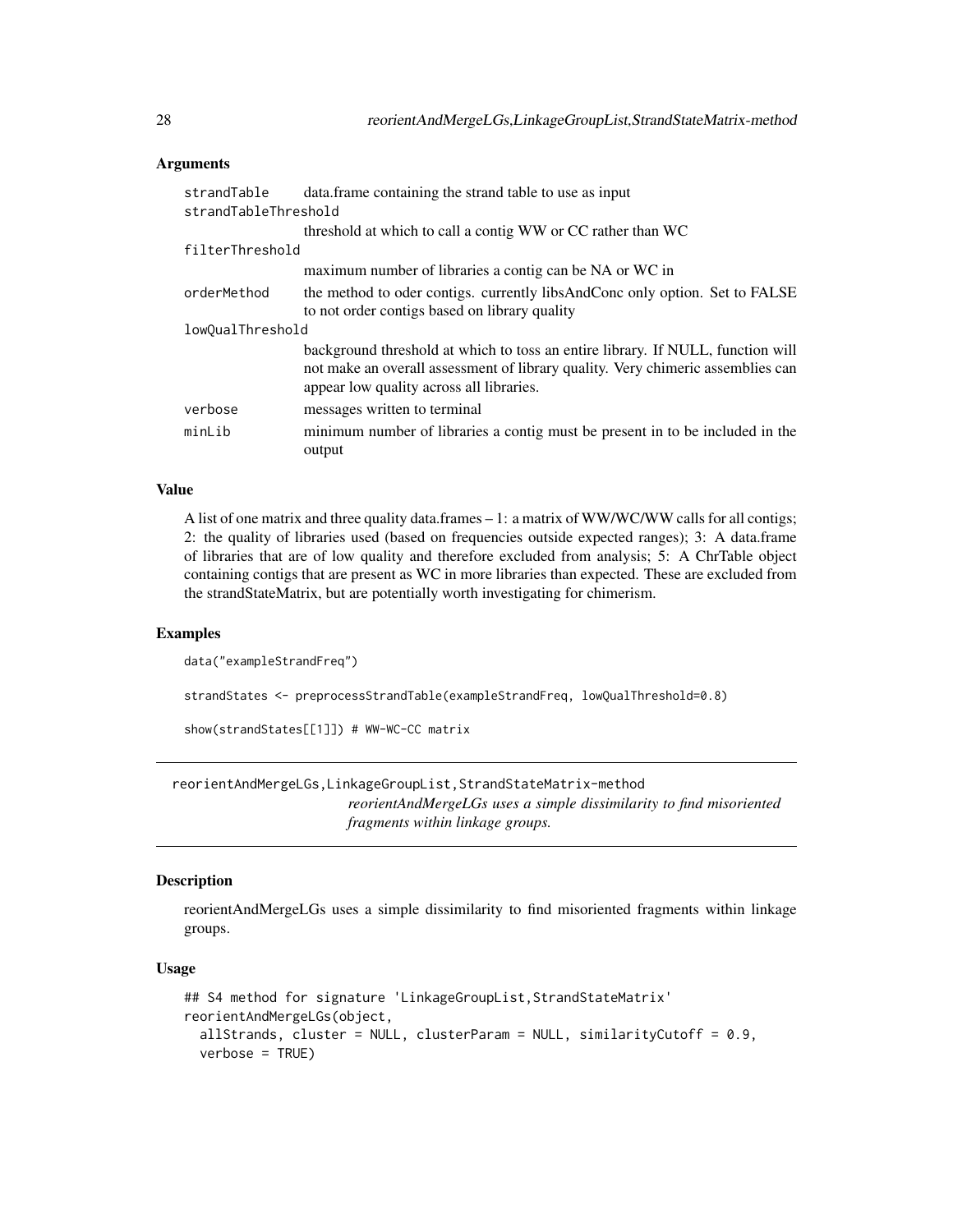### Arguments

| | |
|---|---|
| strandTable | data.frame containing the strand table to use as input |
| strandTableThreshold | threshold at which to call a contig WW or CC rather than WC |
| filterThreshold | maximum number of libraries a contig can be NA or WC in |
| orderMethod | the method to oder contigs. currently libsAndConc only option. Set to FALSE to not order contigs based on library quality |
| lowQualThreshold | background threshold at which to toss an entire library. If NULL, function will not make an overall assessment of library quality. Very chimeric assemblies can appear low quality across all libraries. |
| verbose | messages written to terminal |
| minLib | minimum number of libraries a contig must be present in to be included in the output |

### Value

A list of one matrix and three quality data.frames – 1: a matrix of WW/WC/WW calls for all contigs; 2: the quality of libraries used (based on frequencies outside expected ranges); 3: A data.frame of libraries that are of low quality and therefore excluded from analysis; 5: A ChrTable object containing contigs that are present as WC in more libraries than expected. These are excluded from the strandStateMatrix, but are potentially worth investigating for chimerism.

### Examples

```
data("exampleStrandFreq")

strandStates <- preprocessStrandTable(exampleStrandFreq, lowQualThreshold=0.8)

show(strandStates[[1]]) # WW-WC-CC matrix
```

---

## reorientAndMergeLGs,LinkageGroupList,StrandStateMatrix-method

*reorientAndMergeLGs uses a simple dissimilarity to find misoriented fragments within linkage groups.*

### Description

reorientAndMergeLGs uses a simple dissimilarity to find misoriented fragments within linkage groups.

### Usage

```
## S4 method for signature 'LinkageGroupList,StrandStateMatrix'
reorientAndMergeLGs(object,
  allStrands, cluster = NULL, clusterParam = NULL, similarityCutoff = 0.9,
  verbose = TRUE)
```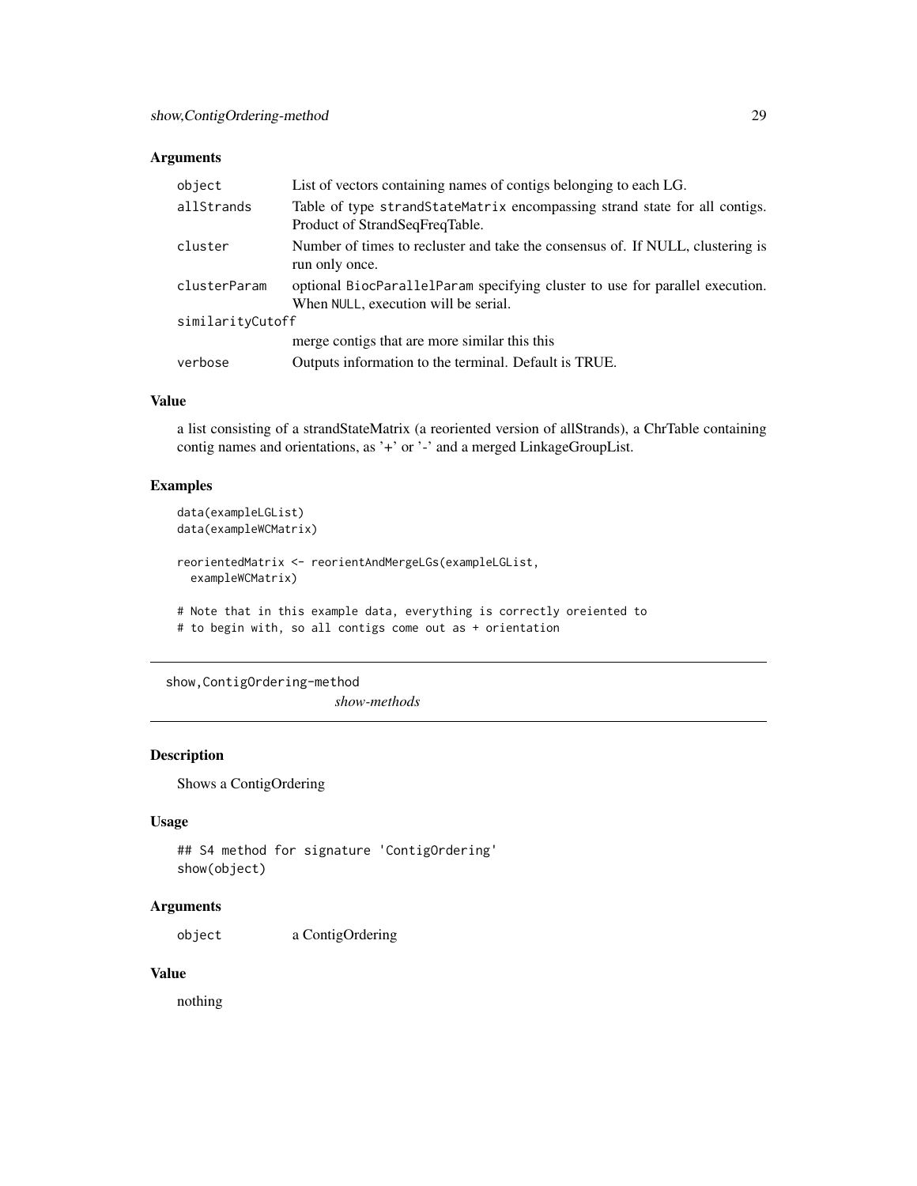## Arguments

| | |
|---|---|
| object | List of vectors containing names of contigs belonging to each LG. |
| allStrands | Table of type strandStateMatrix encompassing strand state for all contigs. Product of StrandSeqFreqTable. |
| cluster | Number of times to recluster and take the consensus of. If NULL, clustering is run only once. |
| clusterParam | optional BiocParallelParam specifying cluster to use for parallel execution. When NULL, execution will be serial. |
| similarityCutoff | merge contigs that are more similar this this |
| verbose | Outputs information to the terminal. Default is TRUE. |

## Value

a list consisting of a strandStateMatrix (a reoriented version of allStrands), a ChrTable containing contig names and orientations, as '+' or '-' and a merged LinkageGroupList.

## Examples

```
data(exampleLGList)
data(exampleWCMatrix)

reorientedMatrix <- reorientAndMergeLGs(exampleLGList,
  exampleWCMatrix)

# Note that in this example data, everything is correctly oreiented to
# to begin with, so all contigs come out as + orientation
```

---

# show,ContigOrdering-method

*show-methods*

## Description

Shows a ContigOrdering

## Usage

```
## S4 method for signature 'ContigOrdering'
show(object)
```

## Arguments

| | |
|---|---|
| object | a ContigOrdering |

## Value

nothing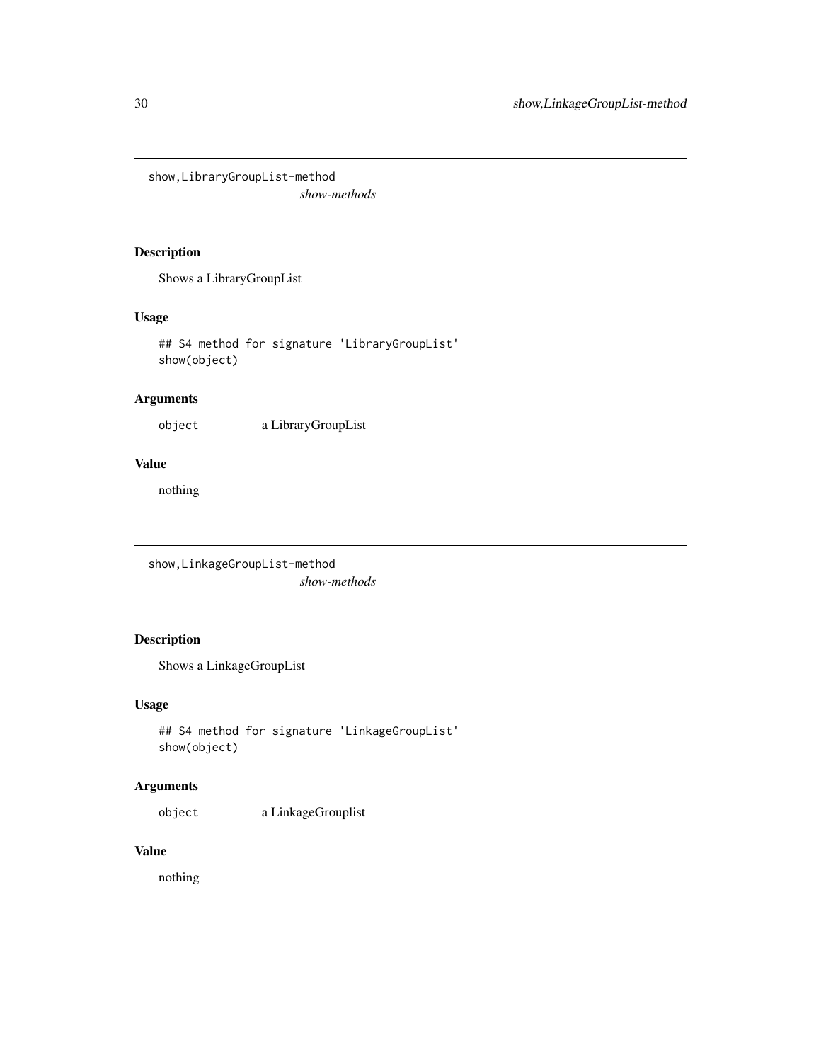## show,LibraryGroupList-method

*show-methods*

### Description

Shows a LibraryGroupList

### Usage

```
## S4 method for signature 'LibraryGroupList'
show(object)
```

### Arguments

| | |
|---|---|
| `object` | a LibraryGroupList |

### Value

nothing

## show,LinkageGroupList-method

*show-methods*

### Description

Shows a LinkageGroupList

### Usage

```
## S4 method for signature 'LinkageGroupList'
show(object)
```

### Arguments

| | |
|---|---|
| `object` | a LinkageGrouplist |

### Value

nothing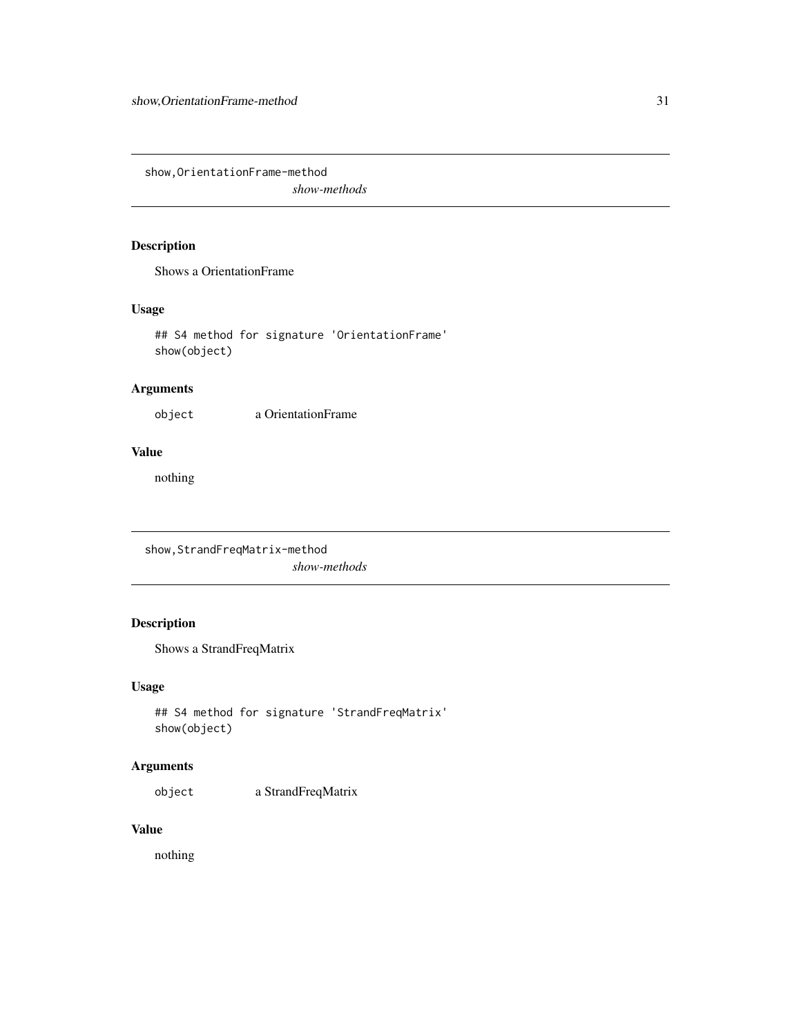## show,OrientationFrame-method

*show-methods*

### Description

Shows a OrientationFrame

### Usage

```
## S4 method for signature 'OrientationFrame'
show(object)
```

### Arguments

`object` a OrientationFrame

### Value

nothing

## show,StrandFreqMatrix-method

*show-methods*

### Description

Shows a StrandFreqMatrix

### Usage

```
## S4 method for signature 'StrandFreqMatrix'
show(object)
```

### Arguments

`object` a StrandFreqMatrix

### Value

nothing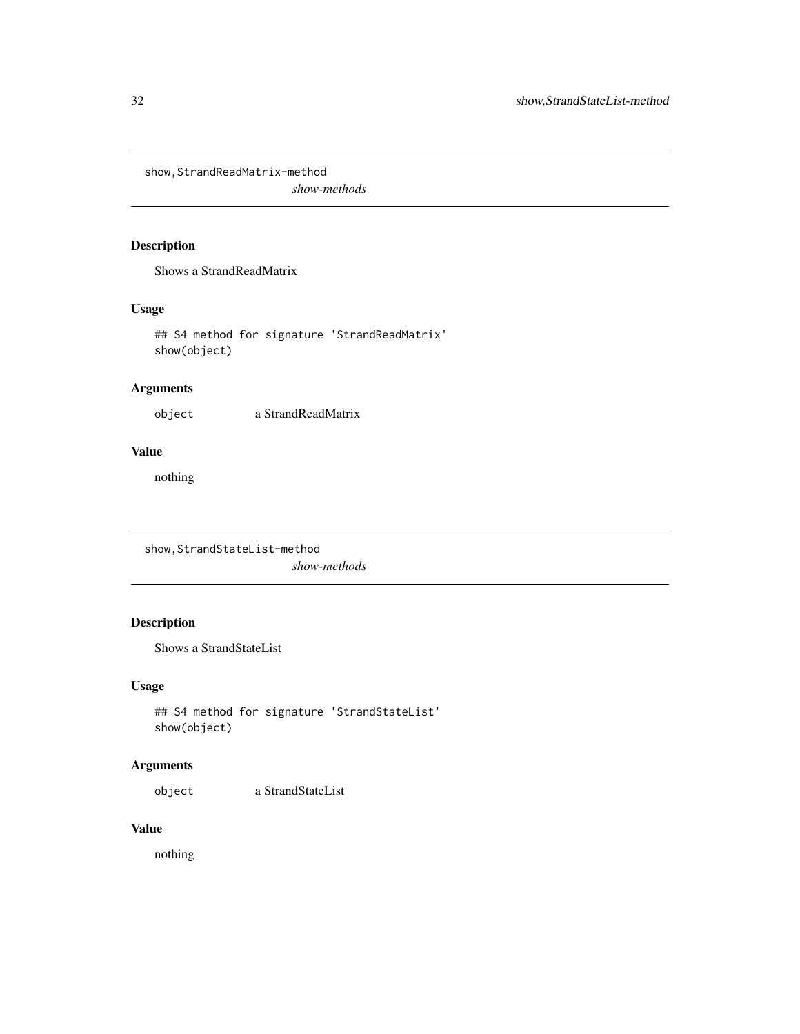## show,StrandReadMatrix-method

*show-methods*

### Description

Shows a StrandReadMatrix

### Usage

```
## S4 method for signature 'StrandReadMatrix'
show(object)
```

### Arguments

| | |
|---|---|
| `object` | a StrandReadMatrix |

### Value

nothing

## show,StrandStateList-method

*show-methods*

### Description

Shows a StrandStateList

### Usage

```
## S4 method for signature 'StrandStateList'
show(object)
```

### Arguments

| | |
|---|---|
| `object` | a StrandStateList |

### Value

nothing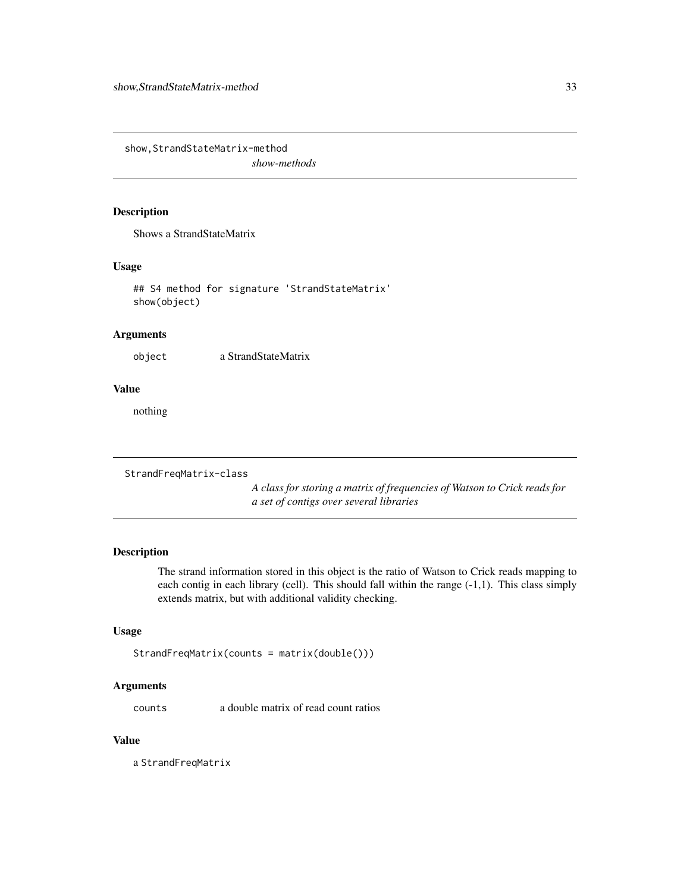## show,StrandStateMatrix-method

*show-methods*

### Description

Shows a StrandStateMatrix

### Usage

```
## S4 method for signature 'StrandStateMatrix'
show(object)
```

### Arguments

object a StrandStateMatrix

### Value

nothing

## StrandFreqMatrix-class

*A class for storing a matrix of frequencies of Watson to Crick reads for a set of contigs over several libraries*

### Description

The strand information stored in this object is the ratio of Watson to Crick reads mapping to each contig in each library (cell). This should fall within the range (-1,1). This class simply extends matrix, but with additional validity checking.

### Usage

```
StrandFreqMatrix(counts = matrix(double()))
```

### Arguments

counts a double matrix of read count ratios

### Value

a `StrandFreqMatrix`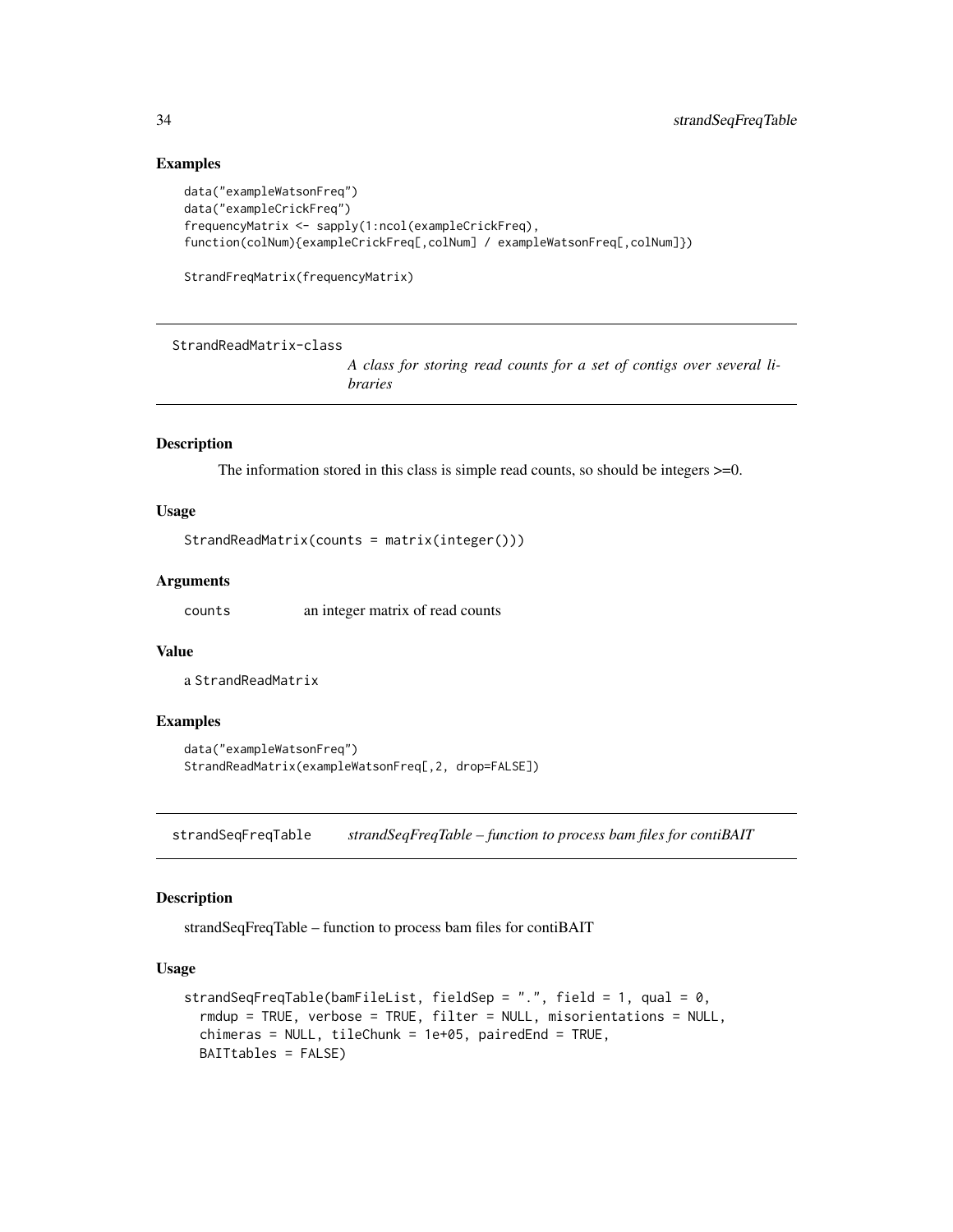## Examples

```
data("exampleWatsonFreq")
data("exampleCrickFreq")
frequencyMatrix <- sapply(1:ncol(exampleCrickFreq),
function(colNum){exampleCrickFreq[,colNum] / exampleWatsonFreq[,colNum]})

StrandFreqMatrix(frequencyMatrix)
```

---

# StrandReadMatrix-class *A class for storing read counts for a set of contigs over several libraries*

## Description

The information stored in this class is simple read counts, so should be integers >=0.

## Usage

```
StrandReadMatrix(counts = matrix(integer()))
```

## Arguments

| | |
|---|---|
| counts | an integer matrix of read counts |

## Value

a StrandReadMatrix

## Examples

```
data("exampleWatsonFreq")
StrandReadMatrix(exampleWatsonFreq[,2, drop=FALSE])
```

---

# strandSeqFreqTable *strandSeqFreqTable – function to process bam files for contiBAIT*

## Description

strandSeqFreqTable – function to process bam files for contiBAIT

## Usage

```
strandSeqFreqTable(bamFileList, fieldSep = ".", field = 1, qual = 0,
  rmdup = TRUE, verbose = TRUE, filter = NULL, misorientations = NULL,
  chimeras = NULL, tileChunk = 1e+05, pairedEnd = TRUE,
  BAITtables = FALSE)
```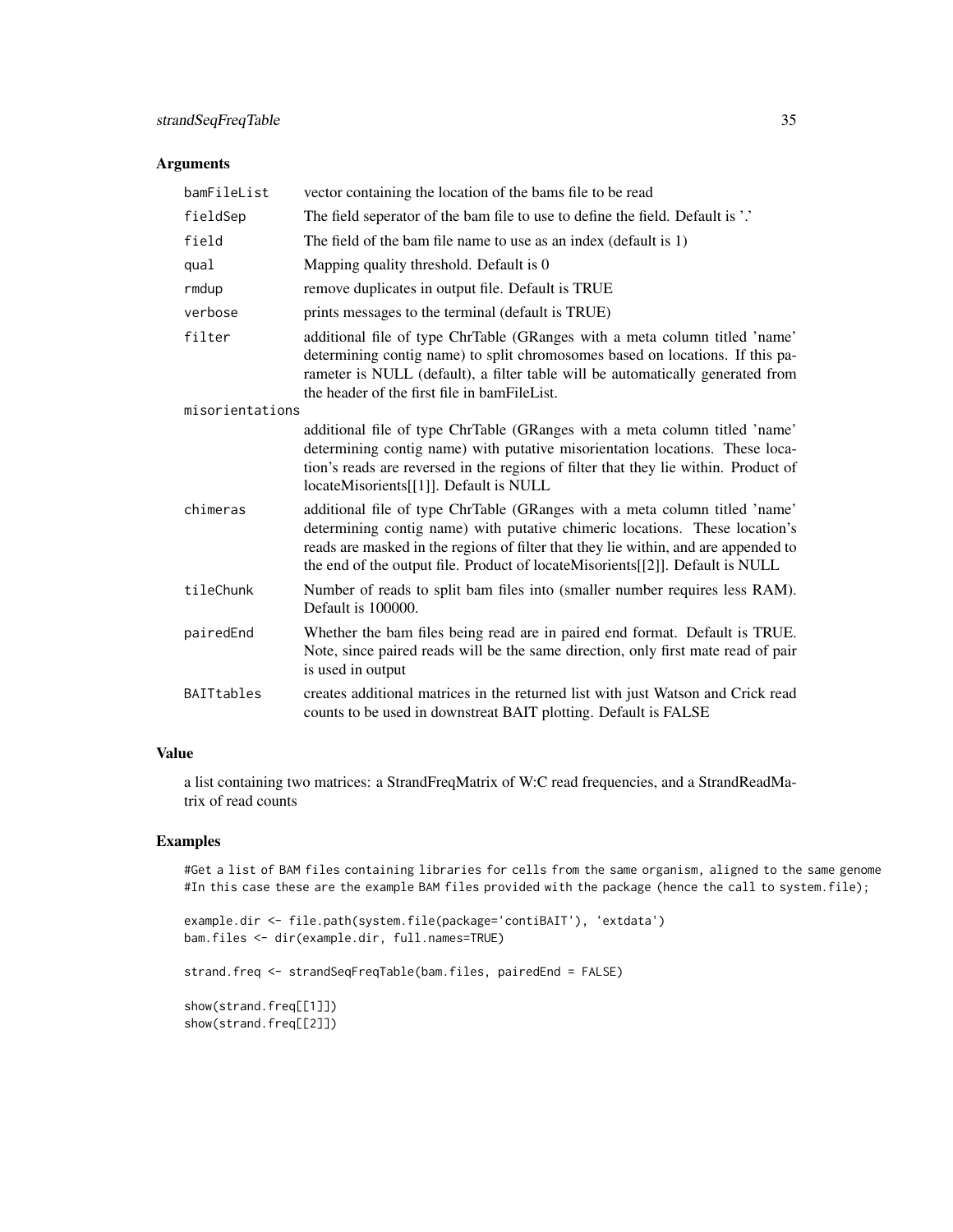## Arguments

| | |
|---|---|
| bamFileList | vector containing the location of the bams file to be read |
| fieldSep | The field seperator of the bam file to use to define the field. Default is '.' |
| field | The field of the bam file name to use as an index (default is 1) |
| qual | Mapping quality threshold. Default is 0 |
| rmdup | remove duplicates in output file. Default is TRUE |
| verbose | prints messages to the terminal (default is TRUE) |
| filter | additional file of type ChrTable (GRanges with a meta column titled 'name' determining contig name) to split chromosomes based on locations. If this parameter is NULL (default), a filter table will be automatically generated from the header of the first file in bamFileList. |
| misorientations | additional file of type ChrTable (GRanges with a meta column titled 'name' determining contig name) with putative misorientation locations. These location's reads are reversed in the regions of filter that they lie within. Product of locateMisorients[[1]]. Default is NULL |
| chimeras | additional file of type ChrTable (GRanges with a meta column titled 'name' determining contig name) with putative chimeric locations. These location's reads are masked in the regions of filter that they lie within, and are appended to the end of the output file. Product of locateMisorients[[2]]. Default is NULL |
| tileChunk | Number of reads to split bam files into (smaller number requires less RAM). Default is 100000. |
| pairedEnd | Whether the bam files being read are in paired end format. Default is TRUE. Note, since paired reads will be the same direction, only first mate read of pair is used in output |
| BAITtables | creates additional matrices in the returned list with just Watson and Crick read counts to be used in downstreat BAIT plotting. Default is FALSE |

## Value

a list containing two matrices: a StrandFreqMatrix of W:C read frequencies, and a StrandReadMatrix of read counts

## Examples

```
#Get a list of BAM files containing libraries for cells from the same organism, aligned to the same genome
#In this case these are the example BAM files provided with the package (hence the call to system.file);

example.dir <- file.path(system.file(package='contiBAIT'), 'extdata')
bam.files <- dir(example.dir, full.names=TRUE)

strand.freq <- strandSeqFreqTable(bam.files, pairedEnd = FALSE)

show(strand.freq[[1]])
show(strand.freq[[2]])
```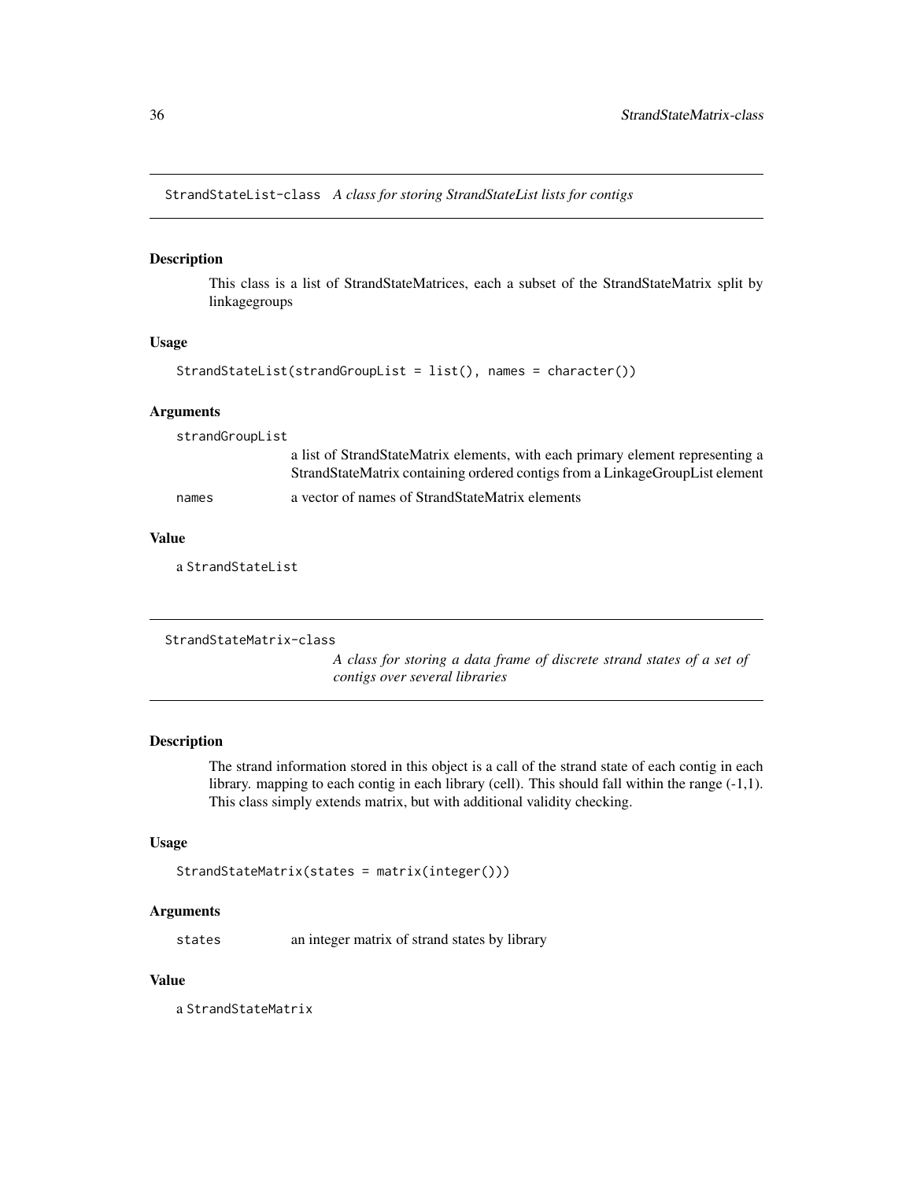## StrandStateList-class *A class for storing StrandStateList lists for contigs*

### Description

This class is a list of StrandStateMatrices, each a subset of the StrandStateMatrix split by linkagegroups

### Usage

```
StrandStateList(strandGroupList = list(), names = character())
```

### Arguments

| | |
|---|---|
| strandGroupList | a list of StrandStateMatrix elements, with each primary element representing a StrandStateMatrix containing ordered contigs from a LinkageGroupList element |
| names | a vector of names of StrandStateMatrix elements |

### Value

a StrandStateList

## StrandStateMatrix-class *A class for storing a data frame of discrete strand states of a set of contigs over several libraries*

### Description

The strand information stored in this object is a call of the strand state of each contig in each library. mapping to each contig in each library (cell). This should fall within the range (-1,1). This class simply extends matrix, but with additional validity checking.

### Usage

```
StrandStateMatrix(states = matrix(integer()))
```

### Arguments

| | |
|---|---|
| states | an integer matrix of strand states by library |

### Value

a StrandStateMatrix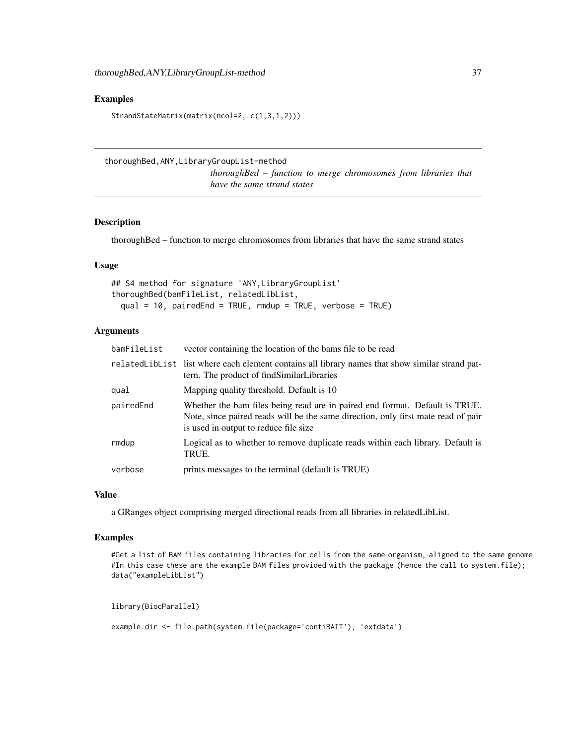## Examples

```
StrandStateMatrix(matrix(ncol=2, c(1,3,1,2)))
```

---

## thoroughBed,ANY,LibraryGroupList-method

*thoroughBed – function to merge chromosomes from libraries that have the same strand states*

### Description

thoroughBed – function to merge chromosomes from libraries that have the same strand states

### Usage

```
## S4 method for signature 'ANY,LibraryGroupList'
thoroughBed(bamFileList, relatedLibList,
  qual = 10, pairedEnd = TRUE, rmdup = TRUE, verbose = TRUE)
```

### Arguments

| | |
|---|---|
| bamFileList | vector containing the location of the bams file to be read |
| relatedLibList | list where each element contains all library names that show similar strand pattern. The product of findSimilarLibraries |
| qual | Mapping quality threshold. Default is 10 |
| pairedEnd | Whether the bam files being read are in paired end format. Default is TRUE. Note, since paired reads will be the same direction, only first mate read of pair is used in output to reduce file size |
| rmdup | Logical as to whether to remove duplicate reads within each library. Default is TRUE. |
| verbose | prints messages to the terminal (default is TRUE) |

### Value

a GRanges object comprising merged directional reads from all libraries in relatedLibList.

### Examples

```
#Get a list of BAM files containing libraries for cells from the same organism, aligned to the same genome
#In this case these are the example BAM files provided with the package (hence the call to system.file);
data("exampleLibList")


library(BiocParallel)

example.dir <- file.path(system.file(package='contiBAIT'), 'extdata')
```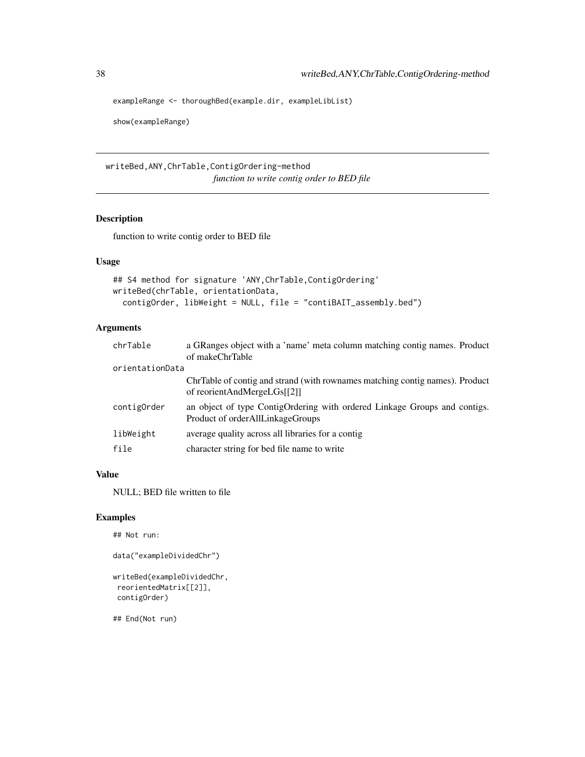```
exampleRange <- thoroughBed(example.dir, exampleLibList)

show(exampleRange)
```

## writeBed,ANY,ChrTable,ContigOrdering-method

*function to write contig order to BED file*

### Description

function to write contig order to BED file

### Usage

```
## S4 method for signature 'ANY,ChrTable,ContigOrdering'
writeBed(chrTable, orientationData,
  contigOrder, libWeight = NULL, file = "contiBAIT_assembly.bed")
```

### Arguments

| | |
|---|---|
| chrTable | a GRanges object with a 'name' meta column matching contig names. Product of makeChrTable |
| orientationData | ChrTable of contig and strand (with rownames matching contig names). Product of reorientAndMergeLGs[[2]] |
| contigOrder | an object of type ContigOrdering with ordered Linkage Groups and contigs. Product of orderAllLinkageGroups |
| libWeight | average quality across all libraries for a contig |
| file | character string for bed file name to write |

### Value

NULL; BED file written to file

### Examples

```
## Not run:

data("exampleDividedChr")

writeBed(exampleDividedChr,
 reorientedMatrix[[2]],
 contigOrder)

## End(Not run)
```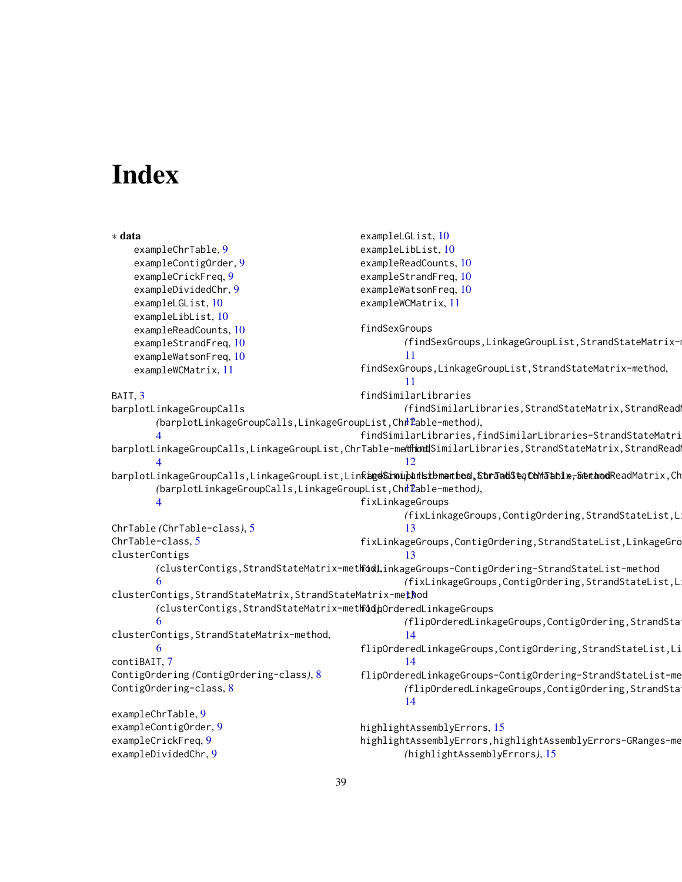# Index

∗ **data**

exampleChrTable, 9
exampleContigOrder, 9
exampleCrickFreq, 9
exampleDividedChr, 9
exampleLGList, 10
exampleLibList, 10
exampleReadCounts, 10
exampleStrandFreq, 10
exampleWatsonFreq, 10
exampleWCMatrix, 11

BAIT, 3
barplotLinkageGroupCalls
 *(*barplotLinkageGroupCalls,LinkageGroupList,ChrTable-method*)*, 4
barplotLinkageGroupCalls,LinkageGroupList,ChrTable-method, 4
barplotLinkageGroupCalls,LinkageGroupList,LinkageGroupList-method
 *(*barplotLinkageGroupCalls,LinkageGroupList,ChrTable-method*)*, 4

ChrTable *(*ChrTable-class*)*, 5
ChrTable-class, 5
clusterContigs
 *(*clusterContigs,StrandStateMatrix-method*)*, 6
clusterContigs,StrandStateMatrix,StrandStateMatrix-method
 *(*clusterContigs,StrandStateMatrix-method*)*, 6
clusterContigs,StrandStateMatrix-method, 6
contiBAIT, 7
ContigOrdering *(*ContigOrdering-class*)*, 8
ContigOrdering-class, 8

exampleChrTable, 9
exampleContigOrder, 9
exampleCrickFreq, 9
exampleDividedChr, 9
exampleLGList, 10
exampleLibList, 10
exampleReadCounts, 10
exampleStrandFreq, 10
exampleWatsonFreq, 10
exampleWCMatrix, 11

findSexGroups
 *(*findSexGroups,LinkageGroupList,StrandStateMatrix-m
 11
findSexGroups,LinkageGroupList,StrandStateMatrix-method, 11
findSimilarLibraries
 *(*findSimilarLibraries,StrandStateMatrix,StrandRead
 12
findSimilarLibraries,findSimilarLibraries-StrandStateMatri
 *(*findSimilarLibraries,StrandStateMatrix,StrandRead
 12
findSimilarLibraries-method,StrandStateMatrix,StrandReadMatrix,Ch
 *(*findSimilarLibraries,StrandStateMatrix,StrandRead
 12
fixLinkageGroups
 *(*fixLinkageGroups,ContigOrdering,StrandStateList,L
 13
fixLinkageGroups,ContigOrdering,StrandStateList,LinkageGro
 13
fixLinkageGroups-ContigOrdering-StrandStateList-method
 *(*fixLinkageGroups,ContigOrdering,StrandStateList,L
 13
flipOrderedLinkageGroups
 *(*flipOrderedLinkageGroups,ContigOrdering,StrandSta
 14
flipOrderedLinkageGroups,ContigOrdering,StrandStateList,Li
 14
flipOrderedLinkageGroups-ContigOrdering-StrandStateList-me
 *(*flipOrderedLinkageGroups,ContigOrdering,StrandSta
 14

highlightAssemblyErrors, 15
highlightAssemblyErrors,highlightAssemblyErrors-GRanges-me
 *(*highlightAssemblyErrors*)*, 15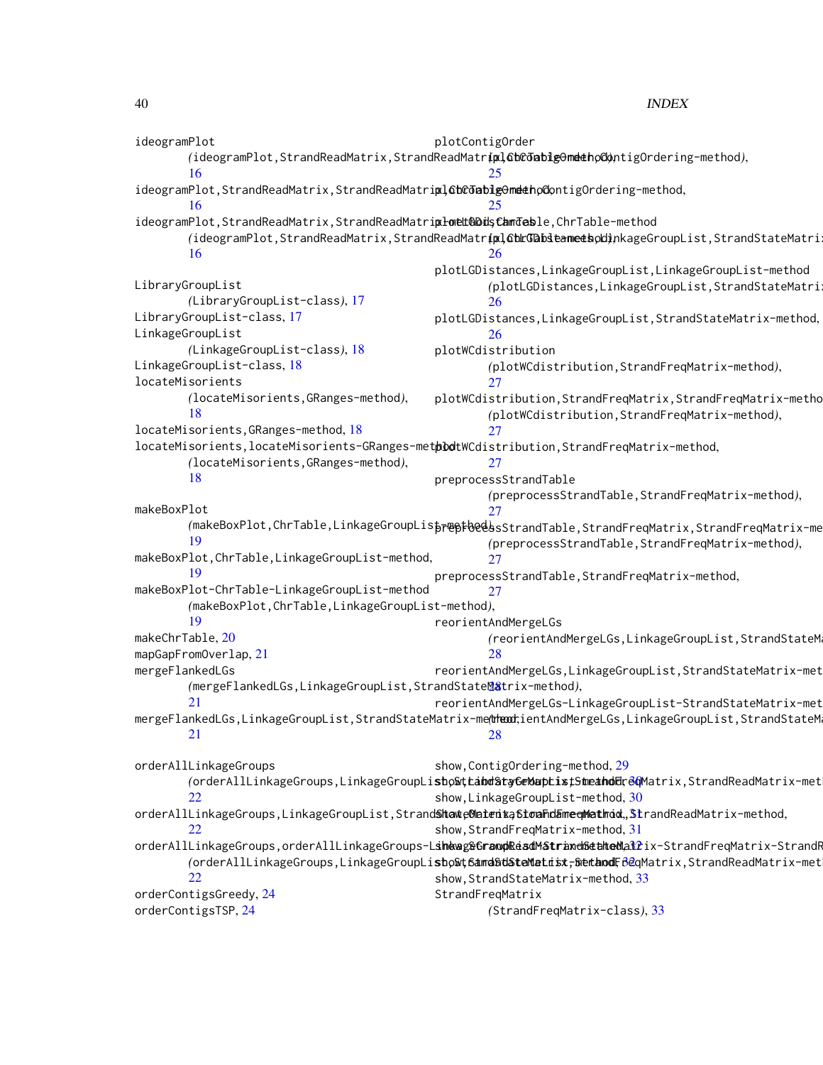ideogramPlot
 (ideogramPlot,StrandReadMatrix,StrandReadMatrix,ChrTable-method), 16
ideogramPlot,StrandReadMatrix,StrandReadMatrix,ChrTable-method, 16
ideogramPlot,StrandReadMatrix,StrandReadMatrix-method,ChrTable
 (ideogramPlot,StrandReadMatrix,StrandReadMatrix,ChrTable-method), 16

LibraryGroupList
 (LibraryGroupList-class), 17
LibraryGroupList-class, 17
LinkageGroupList
 (LinkageGroupList-class), 18
LinkageGroupList-class, 18
locateMisorients
 (locateMisorients,GRanges-method), 18
locateMisorients,GRanges-method, 18
locateMisorients,locateMisorients-GRanges-method
 (locateMisorients,GRanges-method), 18

makeBoxPlot
 (makeBoxPlot,ChrTable,LinkageGroupList-method), 19
makeBoxPlot,ChrTable,LinkageGroupList-method, 19
makeBoxPlot-ChrTable-LinkageGroupList-method
 (makeBoxPlot,ChrTable,LinkageGroupList-method), 19
makeChrTable, 20
mapGapFromOverlap, 21
mergeFlankedLGs
 (mergeFlankedLGs,LinkageGroupList,StrandStateMatrix-method), 21
mergeFlankedLGs,LinkageGroupList,StrandStateMatrix-method, 21

orderAllLinkageGroups
 (orderAllLinkageGroups,LinkageGroupList,StrandStateMatrix,StrandFreqMatrix,StrandReadMatrix-method), 22
orderAllLinkageGroups,LinkageGroupList,StrandStateMatrix,StrandFreqMatrix,StrandReadMatrix-method, 22
orderAllLinkageGroups,orderAllLinkageGroups-LinkageGroupList-StrandStateMatrix-StrandFreqMatrix-StrandReadMatrix-method
 (orderAllLinkageGroups,LinkageGroupList,StrandStateMatrix,StrandFreqMatrix,StrandReadMatrix-method), 22
orderContigsGreedy, 24
orderContigsTSP, 24

plotContigOrder
 (plotContigOrder,ContigOrdering-method), 25
plotContigOrder,ContigOrdering-method, 25
plotLGDistances
 (plotLGDistances,LinkageGroupList,StrandStateMatrix-method), 26
plotLGDistances,LinkageGroupList,LinkageGroupList-method
 (plotLGDistances,LinkageGroupList,StrandStateMatrix-method), 26
plotLGDistances,LinkageGroupList,StrandStateMatrix-method, 26
plotWCdistribution
 (plotWCdistribution,StrandFreqMatrix-method), 27
plotWCdistribution,StrandFreqMatrix,StrandFreqMatrix-method
 (plotWCdistribution,StrandFreqMatrix-method), 27
plotWCdistribution,StrandFreqMatrix-method, 27
preprocessStrandTable
 (preprocessStrandTable,StrandFreqMatrix-method), 27
preprocessStrandTable,StrandFreqMatrix,StrandFreqMatrix-method
 (preprocessStrandTable,StrandFreqMatrix-method), 27
preprocessStrandTable,StrandFreqMatrix-method, 27

reorientAndMergeLGs
 (reorientAndMergeLGs,LinkageGroupList,StrandStateMatrix-method), 28
reorientAndMergeLGs,LinkageGroupList,StrandStateMatrix-method, 28
reorientAndMergeLGs-LinkageGroupList-StrandStateMatrix-method
 (reorientAndMergeLGs,LinkageGroupList,StrandStateMatrix-method), 28

show,ContigOrdering-method, 29
show,LibraryGroupList,StrandFreqMatrix,StrandReadMatrix-method, 30
show,LinkageGroupList-method, 30
show,OrientationFrame,StrandFreqMatrix,StrandReadMatrix-method, 31
show,StrandFreqMatrix-method, 31
show,StrandReadMatrix-StrandStateMatrix-StrandFreqMatrix-StrandReadMatrix-method, 32
show,StrandStateMatrix-StrandFreqMatrix,StrandReadMatrix-method, 32
show,StrandStateMatrix-method, 33
StrandFreqMatrix
 (StrandFreqMatrix-class), 33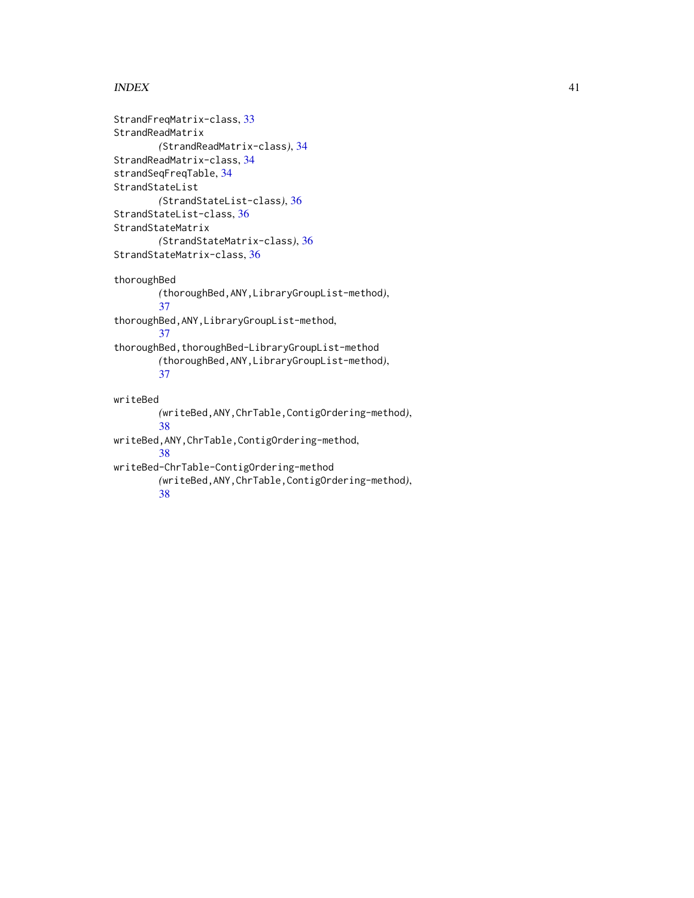StrandFreqMatrix-class, 33
StrandReadMatrix
    *(*StrandReadMatrix-class*)*, 34
StrandReadMatrix-class, 34
strandSeqFreqTable, 34
StrandStateList
    *(*StrandStateList-class*)*, 36
StrandStateList-class, 36
StrandStateMatrix
    *(*StrandStateMatrix-class*)*, 36
StrandStateMatrix-class, 36

thoroughBed
    *(*thoroughBed,ANY,LibraryGroupList-method*)*,
    37
thoroughBed,ANY,LibraryGroupList-method,
    37
thoroughBed,thoroughBed-LibraryGroupList-method
    *(*thoroughBed,ANY,LibraryGroupList-method*)*,
    37

writeBed
    *(*writeBed,ANY,ChrTable,ContigOrdering-method*)*,
    38
writeBed,ANY,ChrTable,ContigOrdering-method,
    38
writeBed-ChrTable-ContigOrdering-method
    *(*writeBed,ANY,ChrTable,ContigOrdering-method*)*,
    38